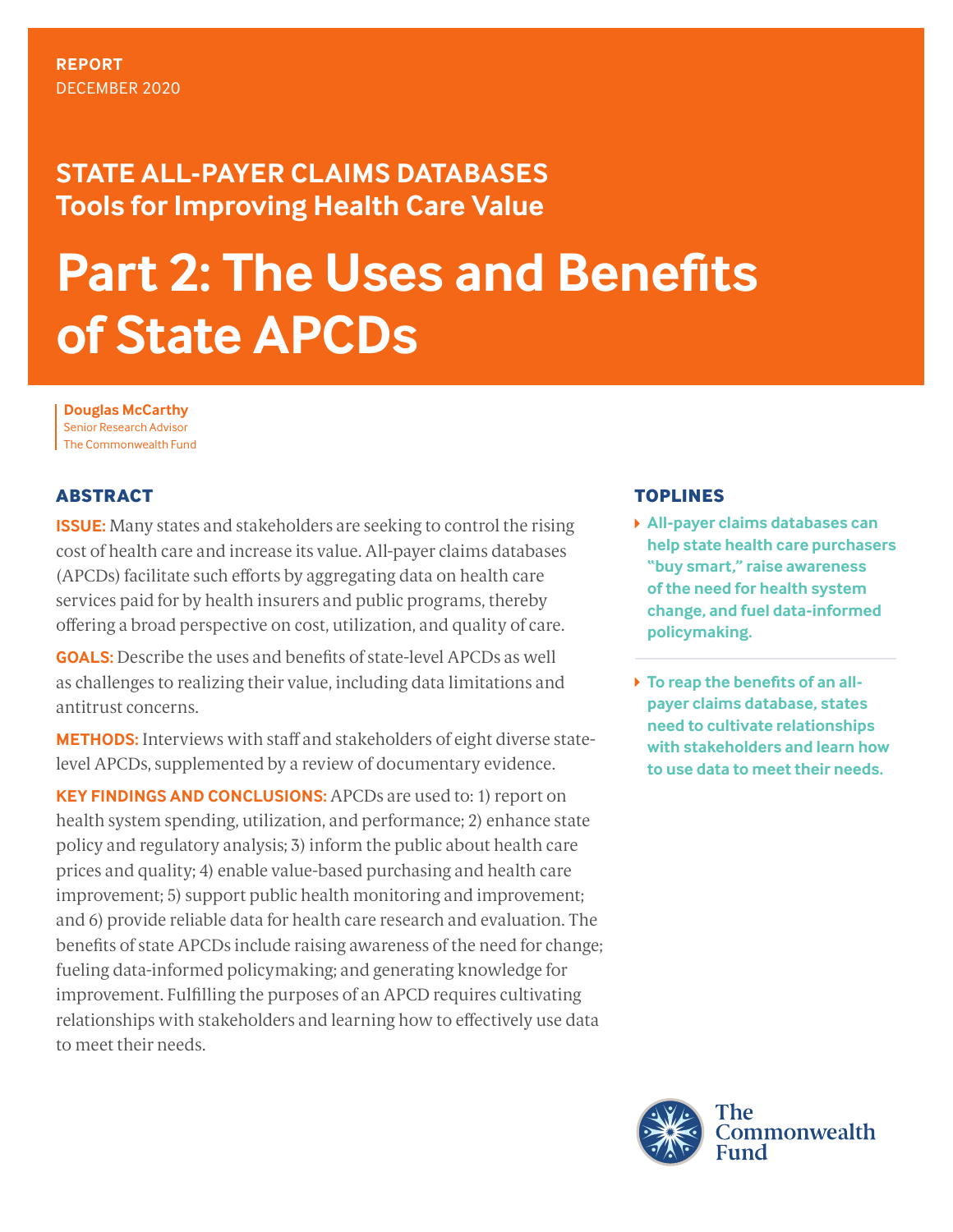**REPORT**
DECEMBER 2020

## STATE ALL-PAYER CLAIMS DATABASES
## Tools for Improving Health Care Value

# Part 2: The Uses and Benefits of State APCDs

**Douglas McCarthy**
Senior Research Advisor
The Commonwealth Fund

## ABSTRACT

**ISSUE:** Many states and stakeholders are seeking to control the rising cost of health care and increase its value. All-payer claims databases (APCDs) facilitate such efforts by aggregating data on health care services paid for by health insurers and public programs, thereby offering a broad perspective on cost, utilization, and quality of care.

**GOALS:** Describe the uses and benefits of state-level APCDs as well as challenges to realizing their value, including data limitations and antitrust concerns.

**METHODS:** Interviews with staff and stakeholders of eight diverse state-level APCDs, supplemented by a review of documentary evidence.

**KEY FINDINGS AND CONCLUSIONS:** APCDs are used to: 1) report on health system spending, utilization, and performance; 2) enhance state policy and regulatory analysis; 3) inform the public about health care prices and quality; 4) enable value-based purchasing and health care improvement; 5) support public health monitoring and improvement; and 6) provide reliable data for health care research and evaluation. The benefits of state APCDs include raising awareness of the need for change; fueling data-informed policymaking; and generating knowledge for improvement. Fulfilling the purposes of an APCD requires cultivating relationships with stakeholders and learning how to effectively use data to meet their needs.

## TOPLINES

- **All-payer claims databases can help state health care purchasers "buy smart," raise awareness of the need for health system change, and fuel data-informed policymaking.**
- **To reap the benefits of an all-payer claims database, states need to cultivate relationships with stakeholders and learn how to use data to meet their needs.**

The Commonwealth Fund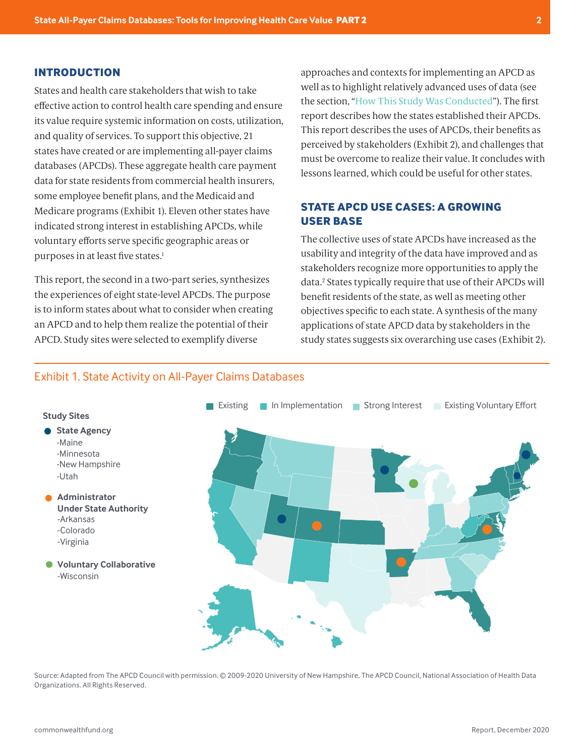## INTRODUCTION

States and health care stakeholders that wish to take effective action to control health care spending and ensure its value require systemic information on costs, utilization, and quality of services. To support this objective, 21 states have created or are implementing all-payer claims databases (APCDs). These aggregate health care payment data for state residents from commercial health insurers, some employee benefit plans, and the Medicaid and Medicare programs (Exhibit 1). Eleven other states have indicated strong interest in establishing APCDs, while voluntary efforts serve specific geographic areas or purposes in at least five states.[1]

This report, the second in a two-part series, synthesizes the experiences of eight state-level APCDs. The purpose is to inform states about what to consider when creating an APCD and to help them realize the potential of their APCD. Study sites were selected to exemplify diverse approaches and contexts for implementing an APCD as well as to highlight relatively advanced uses of data (see the section, "How This Study Was Conducted"). The first report describes how the states established their APCDs. This report describes the uses of APCDs, their benefits as perceived by stakeholders (Exhibit 2), and challenges that must be overcome to realize their value. It concludes with lessons learned, which could be useful for other states.

## STATE APCD USE CASES: A GROWING USER BASE

The collective uses of state APCDs have increased as the usability and integrity of the data have improved and as stakeholders recognize more opportunities to apply the data.[2] States typically require that use of their APCDs will benefit residents of the state, as well as meeting other objectives specific to each state. A synthesis of the many applications of state APCD data by stakeholders in the study states suggests six overarching use cases (Exhibit 2).

### Exhibit 1. State Activity on All-Payer Claims Databases

Existing | In Implementation | Strong Interest | Existing Voluntary Effort

**Study Sites**

- **State Agency**
  - -Maine
  - -Minnesota
  - -New Hampshire
  - -Utah
- **Administrator Under State Authority**
  - -Arkansas
  - -Colorado
  - -Virginia
- **Voluntary Collaborative**
  - -Wisconsin

Source: Adapted from The APCD Council with permission. © 2009-2020 University of New Hampshire, The APCD Council, National Association of Health Data Organizations. All Rights Reserved.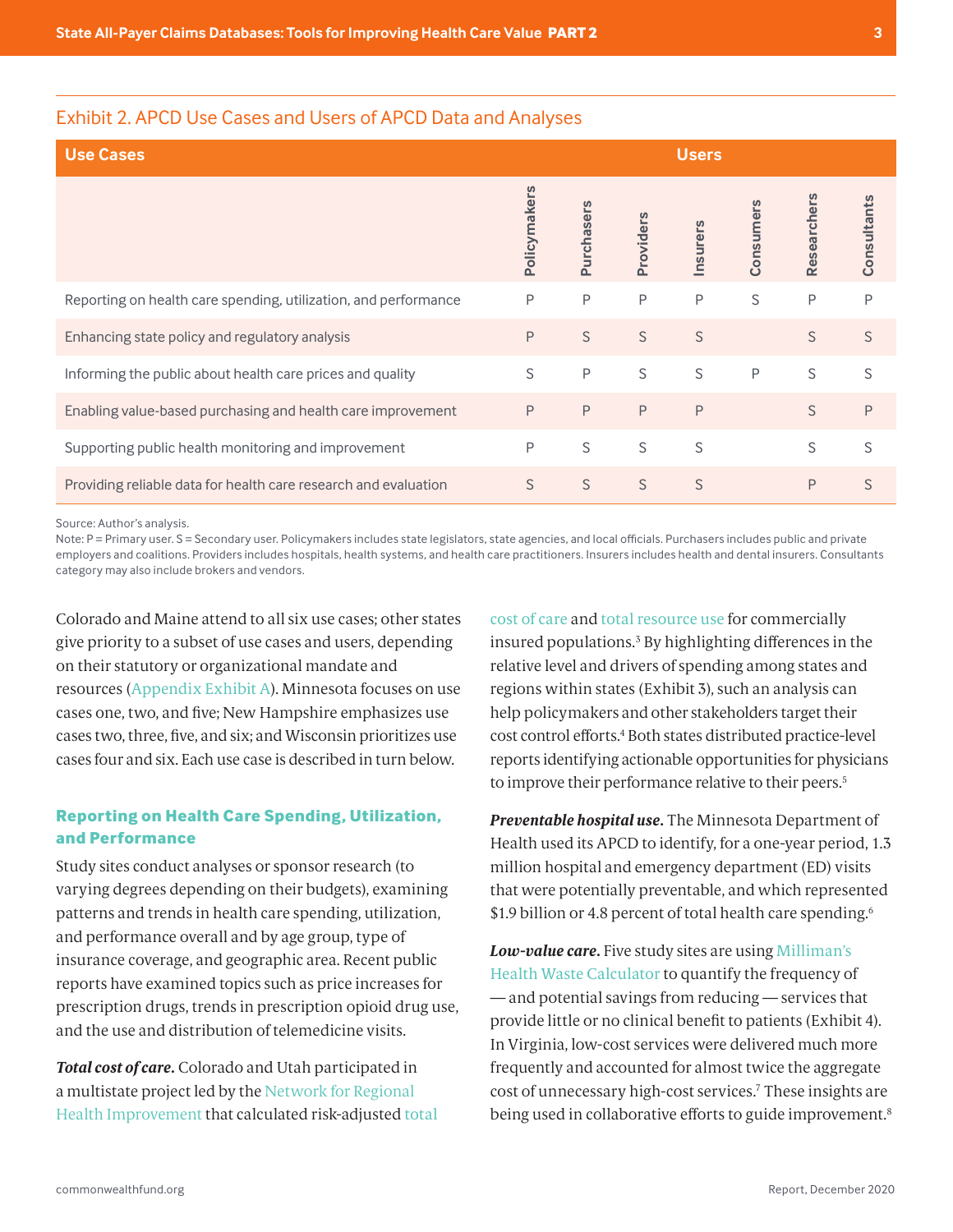## Exhibit 2. APCD Use Cases and Users of APCD Data and Analyses

| Use Cases | Users | | | | | | |
|---|---|---|---|---|---|---|---|
| | Policymakers | Purchasers | Providers | Insurers | Consumers | Researchers | Consultants |
| Reporting on health care spending, utilization, and performance | P | P | P | P | S | P | P |
| Enhancing state policy and regulatory analysis | P | S | S | S | | S | S |
| Informing the public about health care prices and quality | S | P | S | S | P | S | S |
| Enabling value-based purchasing and health care improvement | P | P | P | P | | S | P |
| Supporting public health monitoring and improvement | P | S | S | S | | S | S |
| Providing reliable data for health care research and evaluation | S | S | S | S | | P | S |

Source: Author's analysis.
Note: P = Primary user. S = Secondary user. Policymakers includes state legislators, state agencies, and local officials. Purchasers includes public and private employers and coalitions. Providers includes hospitals, health systems, and health care practitioners. Insurers includes health and dental insurers. Consultants category may also include brokers and vendors.

Colorado and Maine attend to all six use cases; other states give priority to a subset of use cases and users, depending on their statutory or organizational mandate and resources (Appendix Exhibit A). Minnesota focuses on use cases one, two, and five; New Hampshire emphasizes use cases two, three, five, and six; and Wisconsin prioritizes use cases four and six. Each use case is described in turn below.

### Reporting on Health Care Spending, Utilization, and Performance

Study sites conduct analyses or sponsor research (to varying degrees depending on their budgets), examining patterns and trends in health care spending, utilization, and performance overall and by age group, type of insurance coverage, and geographic area. Recent public reports have examined topics such as price increases for prescription drugs, trends in prescription opioid drug use, and the use and distribution of telemedicine visits.

***Total cost of care.*** Colorado and Utah participated in a multistate project led by the Network for Regional Health Improvement that calculated risk-adjusted total cost of care and total resource use for commercially insured populations.[3] By highlighting differences in the relative level and drivers of spending among states and regions within states (Exhibit 3), such an analysis can help policymakers and other stakeholders target their cost control efforts.[4] Both states distributed practice-level reports identifying actionable opportunities for physicians to improve their performance relative to their peers.[5]

***Preventable hospital use.*** The Minnesota Department of Health used its APCD to identify, for a one-year period, 1.3 million hospital and emergency department (ED) visits that were potentially preventable, and which represented $1.9 billion or 4.8 percent of total health care spending.[6]

***Low-value care.*** Five study sites are using Milliman's Health Waste Calculator to quantify the frequency of — and potential savings from reducing — services that provide little or no clinical benefit to patients (Exhibit 4). In Virginia, low-cost services were delivered much more frequently and accounted for almost twice the aggregate cost of unnecessary high-cost services.[7] These insights are being used in collaborative efforts to guide improvement.[8]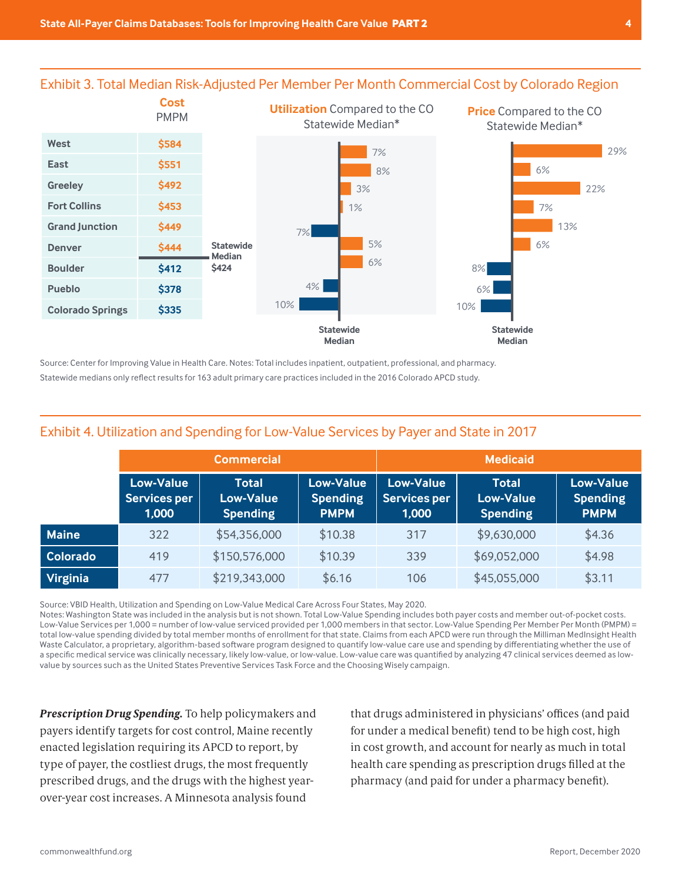## Exhibit 3. Total Median Risk-Adjusted Per Member Per Month Commercial Cost by Colorado Region

| Region | Cost PMPM | Utilization Compared to the CO Statewide Median* | Price Compared to the CO Statewide Median* |
|---|---|---|---|
| West | $584 | 7% | 29% |
| East | $551 | 8% | 6% |
| Greeley | $492 | 3% | 22% |
| Fort Collins | $453 | 1% | 7% |
| Grand Junction | $449 | -7% | 13% |
| Denver | $444 | 5% | 6% |
| Boulder | $412 | 6% | -8% |
| Pueblo | $378 | -4% | -6% |
| Colorado Springs | $335 | -10% | -10% |

Statewide Median $424

Source: Center for Improving Value in Health Care. Notes: Total includes inpatient, outpatient, professional, and pharmacy.
Statewide medians only reflect results for 163 adult primary care practices included in the 2016 Colorado APCD study.

## Exhibit 4. Utilization and Spending for Low-Value Services by Payer and State in 2017

| | Commercial | | | Medicaid | | |
|---|---|---|---|---|---|---|
| | Low-Value Services per 1,000 | Total Low-Value Spending | Low-Value Spending PMPM | Low-Value Services per 1,000 | Total Low-Value Spending | Low-Value Spending PMPM |
| Maine | 322 | $54,356,000 | $10.38 | 317 | $9,630,000 | $4.36 |
| Colorado | 419 | $150,576,000 | $10.39 | 339 | $69,052,000 | $4.98 |
| Virginia | 477 | $219,343,000 | $6.16 | 106 | $45,055,000 | $3.11 |

Source: VBID Health, Utilization and Spending on Low-Value Medical Care Across Four States, May 2020.
Notes: Washington State was included in the analysis but is not shown. Total Low-Value Spending includes both payer costs and member out-of-pocket costs. Low-Value Services per 1,000 = number of low-value serviced provided per 1,000 members in that sector. Low-Value Spending Per Member Per Month (PMPM) = total low-value spending divided by total member months of enrollment for that state. Claims from each APCD were run through the Milliman MedInsight Health Waste Calculator, a proprietary, algorithm-based software program designed to quantify low-value care use and spending by differentiating whether the use of a specific medical service was clinically necessary, likely low-value, or low-value. Low-value care was quantified by analyzing 47 clinical services deemed as low-value by sources such as the United States Preventive Services Task Force and the Choosing Wisely campaign.

***Prescription Drug Spending.*** To help policymakers and payers identify targets for cost control, Maine recently enacted legislation requiring its APCD to report, by type of payer, the costliest drugs, the most frequently prescribed drugs, and the drugs with the highest year-over-year cost increases. A Minnesota analysis found that drugs administered in physicians' offices (and paid for under a medical benefit) tend to be high cost, high in cost growth, and account for nearly as much in total health care spending as prescription drugs filled at the pharmacy (and paid for under a pharmacy benefit).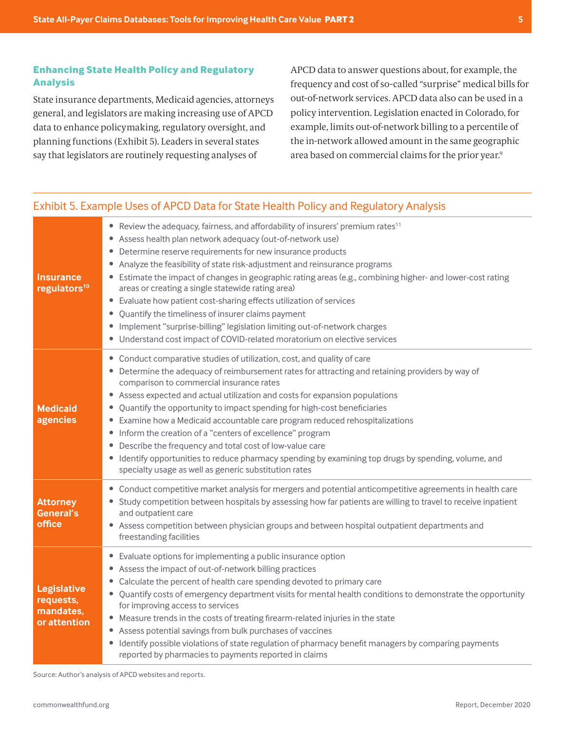### Enhancing State Health Policy and Regulatory Analysis

State insurance departments, Medicaid agencies, attorneys general, and legislators are making increasing use of APCD data to enhance policymaking, regulatory oversight, and planning functions (Exhibit 5). Leaders in several states say that legislators are routinely requesting analyses of APCD data to answer questions about, for example, the frequency and cost of so-called "surprise" medical bills for out-of-network services. APCD data also can be used in a policy intervention. Legislation enacted in Colorado, for example, limits out-of-network billing to a percentile of the in-network allowed amount in the same geographic area based on commercial claims for the prior year.[9]

## Exhibit 5. Example Uses of APCD Data for State Health Policy and Regulatory Analysis

| | |
|---|---|
| **Insurance regulators[10]** | • Review the adequacy, fairness, and affordability of insurers' premium rates[11]<br>• Assess health plan network adequacy (out-of-network use)<br>• Determine reserve requirements for new insurance products<br>• Analyze the feasibility of state risk-adjustment and reinsurance programs<br>• Estimate the impact of changes in geographic rating areas (e.g., combining higher- and lower-cost rating areas or creating a single statewide rating area)<br>• Evaluate how patient cost-sharing effects utilization of services<br>• Quantify the timeliness of insurer claims payment<br>• Implement "surprise-billing" legislation limiting out-of-network charges<br>• Understand cost impact of COVID-related moratorium on elective services |
| **Medicaid agencies** | • Conduct comparative studies of utilization, cost, and quality of care<br>• Determine the adequacy of reimbursement rates for attracting and retaining providers by way of comparison to commercial insurance rates<br>• Assess expected and actual utilization and costs for expansion populations<br>• Quantify the opportunity to impact spending for high-cost beneficiaries<br>• Examine how a Medicaid accountable care program reduced rehospitalizations<br>• Inform the creation of a "centers of excellence" program<br>• Describe the frequency and total cost of low-value care<br>• Identify opportunities to reduce pharmacy spending by examining top drugs by spending, volume, and specialty usage as well as generic substitution rates |
| **Attorney General's office** | • Conduct competitive market analysis for mergers and potential anticompetitive agreements in health care<br>• Study competition between hospitals by assessing how far patients are willing to travel to receive inpatient and outpatient care<br>• Assess competition between physician groups and between hospital outpatient departments and freestanding facilities |
| **Legislative requests, mandates, or attention** | • Evaluate options for implementing a public insurance option<br>• Assess the impact of out-of-network billing practices<br>• Calculate the percent of health care spending devoted to primary care<br>• Quantify costs of emergency department visits for mental health conditions to demonstrate the opportunity for improving access to services<br>• Measure trends in the costs of treating firearm-related injuries in the state<br>• Assess potential savings from bulk purchases of vaccines<br>• Identify possible violations of state regulation of pharmacy benefit managers by comparing payments reported by pharmacies to payments reported in claims |

Source: Author's analysis of APCD websites and reports.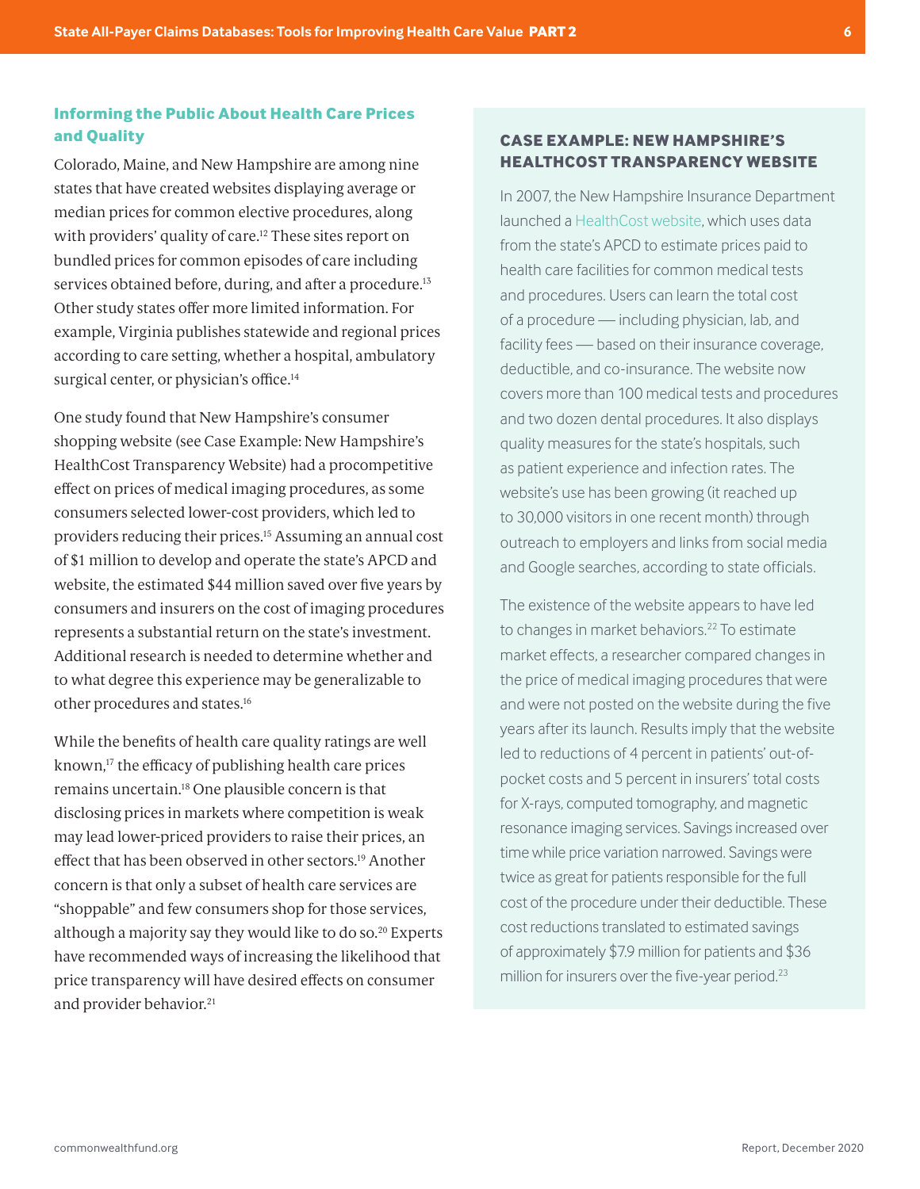## Informing the Public About Health Care Prices and Quality

Colorado, Maine, and New Hampshire are among nine states that have created websites displaying average or median prices for common elective procedures, along with providers' quality of care.[12] These sites report on bundled prices for common episodes of care including services obtained before, during, and after a procedure.[13] Other study states offer more limited information. For example, Virginia publishes statewide and regional prices according to care setting, whether a hospital, ambulatory surgical center, or physician's office.[14]

One study found that New Hampshire's consumer shopping website (see Case Example: New Hampshire's HealthCost Transparency Website) had a procompetitive effect on prices of medical imaging procedures, as some consumers selected lower-cost providers, which led to providers reducing their prices.[15] Assuming an annual cost of $1 million to develop and operate the state's APCD and website, the estimated $44 million saved over five years by consumers and insurers on the cost of imaging procedures represents a substantial return on the state's investment. Additional research is needed to determine whether and to what degree this experience may be generalizable to other procedures and states.[16]

While the benefits of health care quality ratings are well known,[17] the efficacy of publishing health care prices remains uncertain.[18] One plausible concern is that disclosing prices in markets where competition is weak may lead lower-priced providers to raise their prices, an effect that has been observed in other sectors.[19] Another concern is that only a subset of health care services are "shoppable" and few consumers shop for those services, although a majority say they would like to do so.[20] Experts have recommended ways of increasing the likelihood that price transparency will have desired effects on consumer and provider behavior.[21]

### CASE EXAMPLE: NEW HAMPSHIRE'S HEALTHCOST TRANSPARENCY WEBSITE

In 2007, the New Hampshire Insurance Department launched a HealthCost website, which uses data from the state's APCD to estimate prices paid to health care facilities for common medical tests and procedures. Users can learn the total cost of a procedure — including physician, lab, and facility fees — based on their insurance coverage, deductible, and co-insurance. The website now covers more than 100 medical tests and procedures and two dozen dental procedures. It also displays quality measures for the state's hospitals, such as patient experience and infection rates. The website's use has been growing (it reached up to 30,000 visitors in one recent month) through outreach to employers and links from social media and Google searches, according to state officials.

The existence of the website appears to have led to changes in market behaviors.[22] To estimate market effects, a researcher compared changes in the price of medical imaging procedures that were and were not posted on the website during the five years after its launch. Results imply that the website led to reductions of 4 percent in patients' out-of-pocket costs and 5 percent in insurers' total costs for X-rays, computed tomography, and magnetic resonance imaging services. Savings increased over time while price variation narrowed. Savings were twice as great for patients responsible for the full cost of the procedure under their deductible. These cost reductions translated to estimated savings of approximately $7.9 million for patients and $36 million for insurers over the five-year period.[23]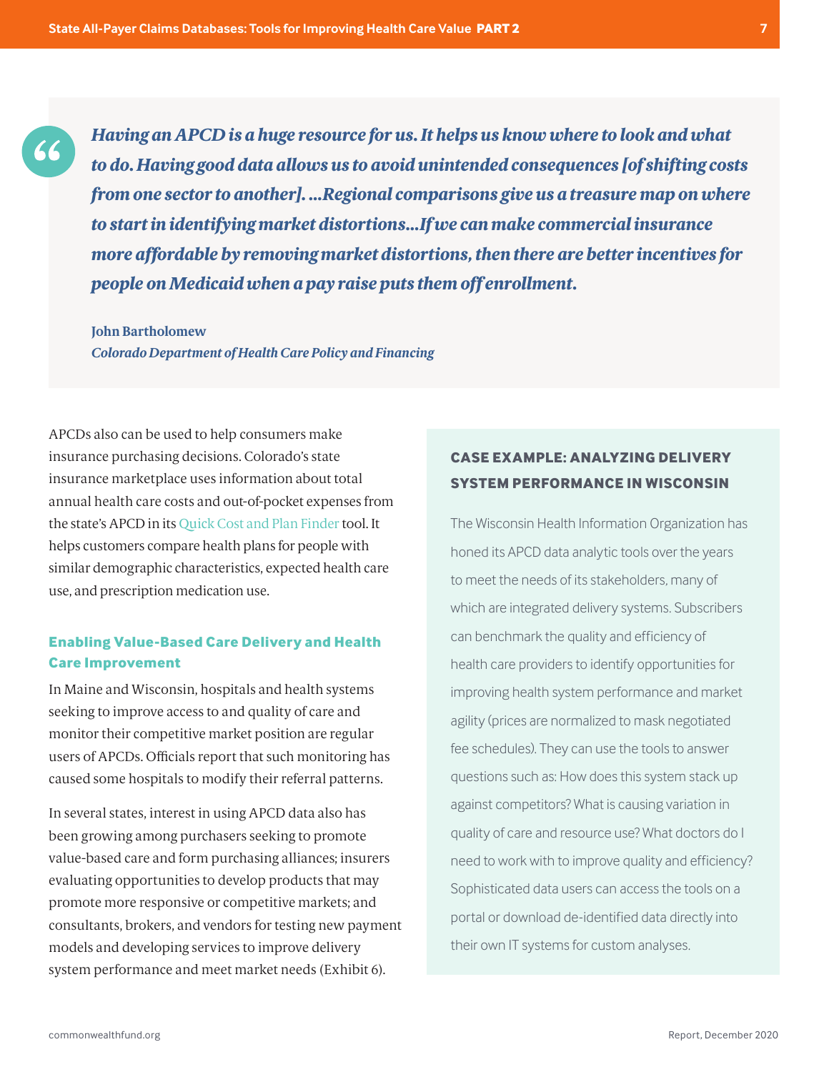> *Having an APCD is a huge resource for us. It helps us know where to look and what to do. Having good data allows us to avoid unintended consequences [of shifting costs from one sector to another]. ...Regional comparisons give us a treasure map on where to start in identifying market distortions...If we can make commercial insurance more affordable by removing market distortions, then there are better incentives for people on Medicaid when a pay raise puts them off enrollment.*
>
> **John Bartholomew**
> *Colorado Department of Health Care Policy and Financing*

APCDs also can be used to help consumers make insurance purchasing decisions. Colorado's state insurance marketplace uses information about total annual health care costs and out-of-pocket expenses from the state's APCD in its Quick Cost and Plan Finder tool. It helps customers compare health plans for people with similar demographic characteristics, expected health care use, and prescription medication use.

### Enabling Value-Based Care Delivery and Health Care Improvement

In Maine and Wisconsin, hospitals and health systems seeking to improve access to and quality of care and monitor their competitive market position are regular users of APCDs. Officials report that such monitoring has caused some hospitals to modify their referral patterns.

In several states, interest in using APCD data also has been growing among purchasers seeking to promote value-based care and form purchasing alliances; insurers evaluating opportunities to develop products that may promote more responsive or competitive markets; and consultants, brokers, and vendors for testing new payment models and developing services to improve delivery system performance and meet market needs (Exhibit 6).

### CASE EXAMPLE: ANALYZING DELIVERY SYSTEM PERFORMANCE IN WISCONSIN

The Wisconsin Health Information Organization has honed its APCD data analytic tools over the years to meet the needs of its stakeholders, many of which are integrated delivery systems. Subscribers can benchmark the quality and efficiency of health care providers to identify opportunities for improving health system performance and market agility (prices are normalized to mask negotiated fee schedules). They can use the tools to answer questions such as: How does this system stack up against competitors? What is causing variation in quality of care and resource use? What doctors do I need to work with to improve quality and efficiency? Sophisticated data users can access the tools on a portal or download de-identified data directly into their own IT systems for custom analyses.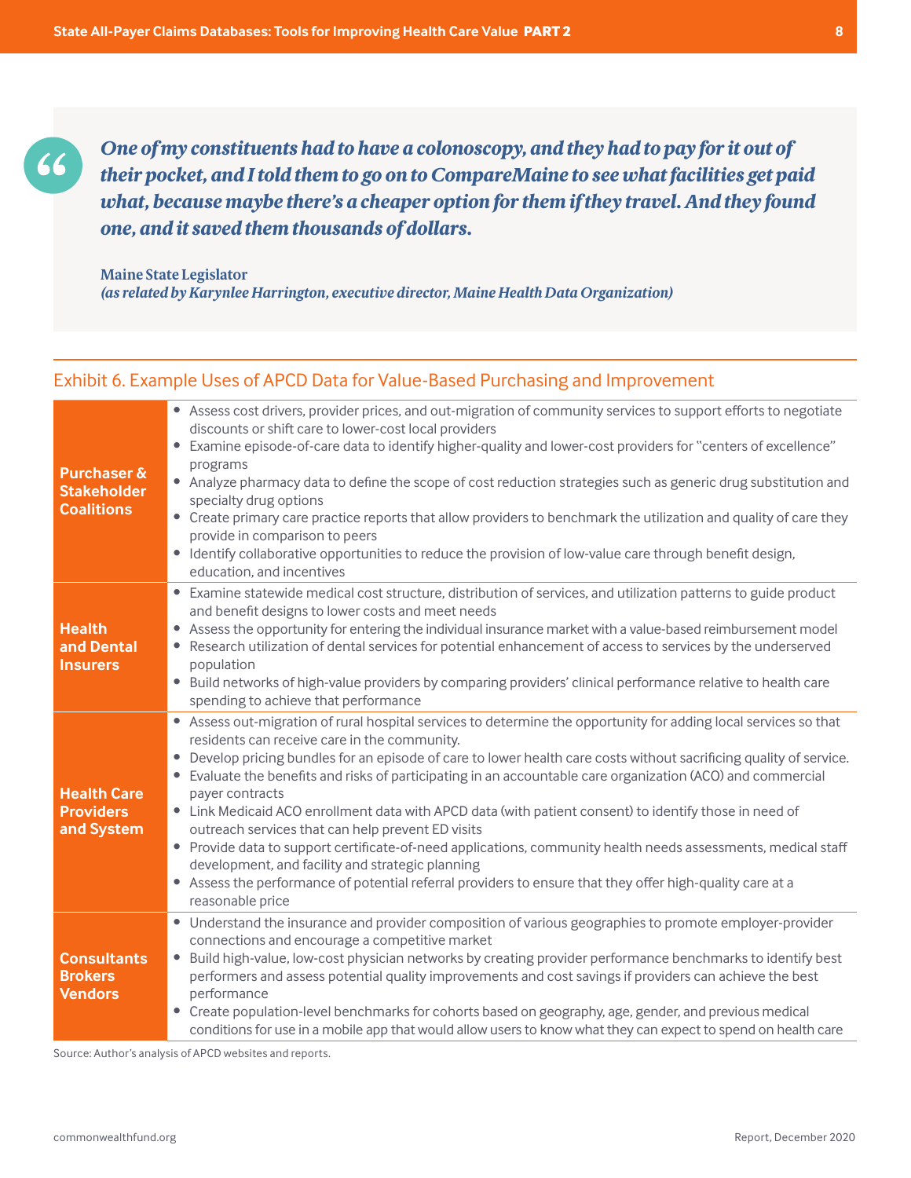> ***One of my constituents had to have a colonoscopy, and they had to pay for it out of their pocket, and I told them to go on to CompareMaine to see what facilities get paid what, because maybe there's a cheaper option for them if they travel. And they found one, and it saved them thousands of dollars.***
>
> **Maine State Legislator**
> ***(as related by Karynlee Harrington, executive director, Maine Health Data Organization)***

## Exhibit 6. Example Uses of APCD Data for Value-Based Purchasing and Improvement

| | |
|---|---|
| **Purchaser & Stakeholder Coalitions** | • Assess cost drivers, provider prices, and out-migration of community services to support efforts to negotiate discounts or shift care to lower-cost local providers<br>• Examine episode-of-care data to identify higher-quality and lower-cost providers for "centers of excellence" programs<br>• Analyze pharmacy data to define the scope of cost reduction strategies such as generic drug substitution and specialty drug options<br>• Create primary care practice reports that allow providers to benchmark the utilization and quality of care they provide in comparison to peers<br>• Identify collaborative opportunities to reduce the provision of low-value care through benefit design, education, and incentives |
| **Health and Dental Insurers** | • Examine statewide medical cost structure, distribution of services, and utilization patterns to guide product and benefit designs to lower costs and meet needs<br>• Assess the opportunity for entering the individual insurance market with a value-based reimbursement model<br>• Research utilization of dental services for potential enhancement of access to services by the underserved population<br>• Build networks of high-value providers by comparing providers' clinical performance relative to health care spending to achieve that performance |
| **Health Care Providers and System** | • Assess out-migration of rural hospital services to determine the opportunity for adding local services so that residents can receive care in the community.<br>• Develop pricing bundles for an episode of care to lower health care costs without sacrificing quality of service.<br>• Evaluate the benefits and risks of participating in an accountable care organization (ACO) and commercial payer contracts<br>• Link Medicaid ACO enrollment data with APCD data (with patient consent) to identify those in need of outreach services that can help prevent ED visits<br>• Provide data to support certificate-of-need applications, community health needs assessments, medical staff development, and facility and strategic planning<br>• Assess the performance of potential referral providers to ensure that they offer high-quality care at a reasonable price |
| **Consultants Brokers Vendors** | • Understand the insurance and provider composition of various geographies to promote employer-provider connections and encourage a competitive market<br>• Build high-value, low-cost physician networks by creating provider performance benchmarks to identify best performers and assess potential quality improvements and cost savings if providers can achieve the best performance<br>• Create population-level benchmarks for cohorts based on geography, age, gender, and previous medical conditions for use in a mobile app that would allow users to know what they can expect to spend on health care |

Source: Author's analysis of APCD websites and reports.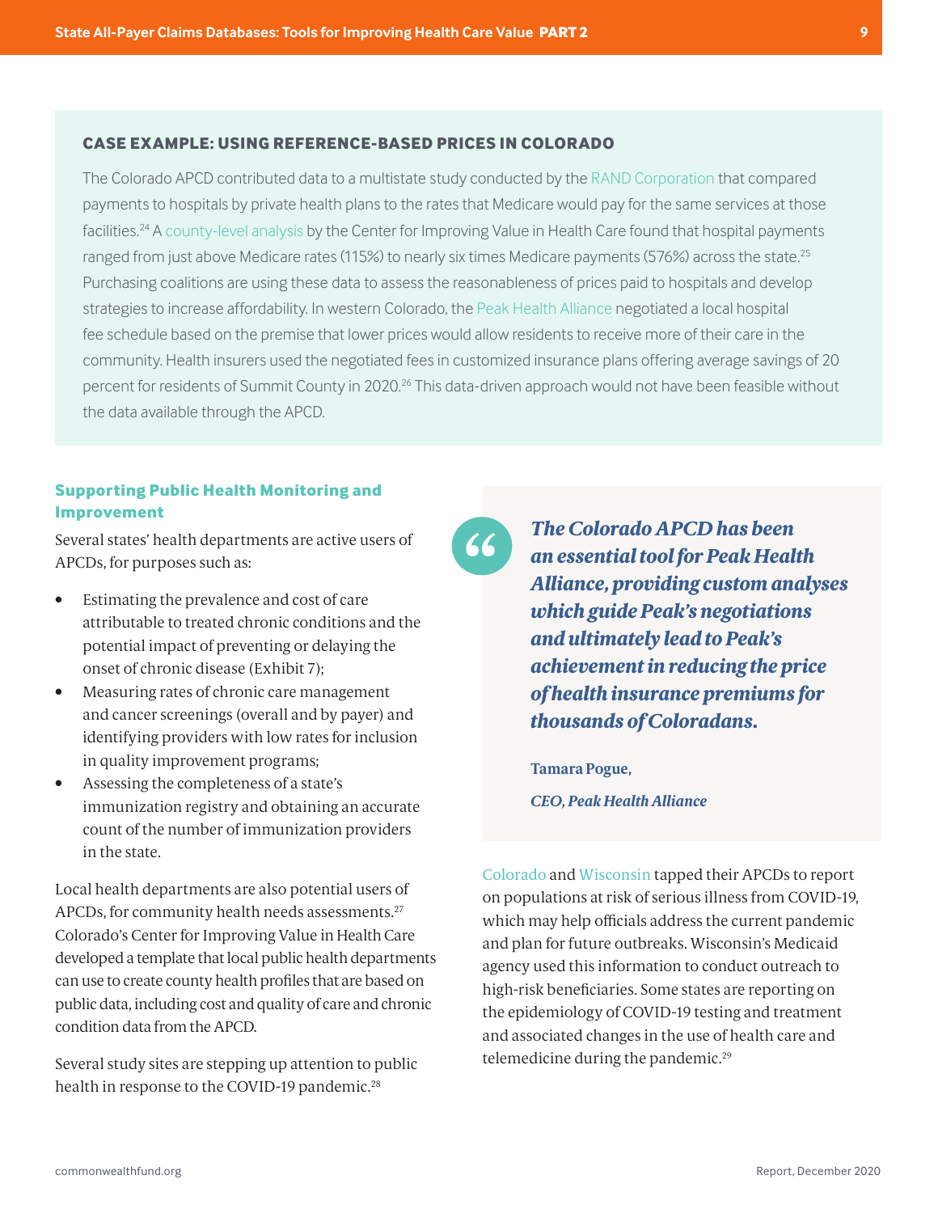### CASE EXAMPLE: USING REFERENCE-BASED PRICES IN COLORADO

The Colorado APCD contributed data to a multistate study conducted by the RAND Corporation that compared payments to hospitals by private health plans to the rates that Medicare would pay for the same services at those facilities.[24] A county-level analysis by the Center for Improving Value in Health Care found that hospital payments ranged from just above Medicare rates (115%) to nearly six times Medicare payments (576%) across the state.[25] Purchasing coalitions are using these data to assess the reasonableness of prices paid to hospitals and develop strategies to increase affordability. In western Colorado, the Peak Health Alliance negotiated a local hospital fee schedule based on the premise that lower prices would allow residents to receive more of their care in the community. Health insurers used the negotiated fees in customized insurance plans offering average savings of 20 percent for residents of Summit County in 2020.[26] This data-driven approach would not have been feasible without the data available through the APCD.

## Supporting Public Health Monitoring and Improvement

Several states' health departments are active users of APCDs, for purposes such as:

- Estimating the prevalence and cost of care attributable to treated chronic conditions and the potential impact of preventing or delaying the onset of chronic disease (Exhibit 7);
- Measuring rates of chronic care management and cancer screenings (overall and by payer) and identifying providers with low rates for inclusion in quality improvement programs;
- Assessing the completeness of a state's immunization registry and obtaining an accurate count of the number of immunization providers in the state.

Local health departments are also potential users of APCDs, for community health needs assessments.[27] Colorado's Center for Improving Value in Health Care developed a template that local public health departments can use to create county health profiles that are based on public data, including cost and quality of care and chronic condition data from the APCD.

Several study sites are stepping up attention to public health in response to the COVID-19 pandemic.[28]

> ***The Colorado APCD has been an essential tool for Peak Health Alliance, providing custom analyses which guide Peak's negotiations and ultimately lead to Peak's achievement in reducing the price of health insurance premiums for thousands of Coloradans.***
>
> **Tamara Pogue,**
>
> ***CEO, Peak Health Alliance***

Colorado and Wisconsin tapped their APCDs to report on populations at risk of serious illness from COVID-19, which may help officials address the current pandemic and plan for future outbreaks. Wisconsin's Medicaid agency used this information to conduct outreach to high-risk beneficiaries. Some states are reporting on the epidemiology of COVID-19 testing and treatment and associated changes in the use of health care and telemedicine during the pandemic.[29]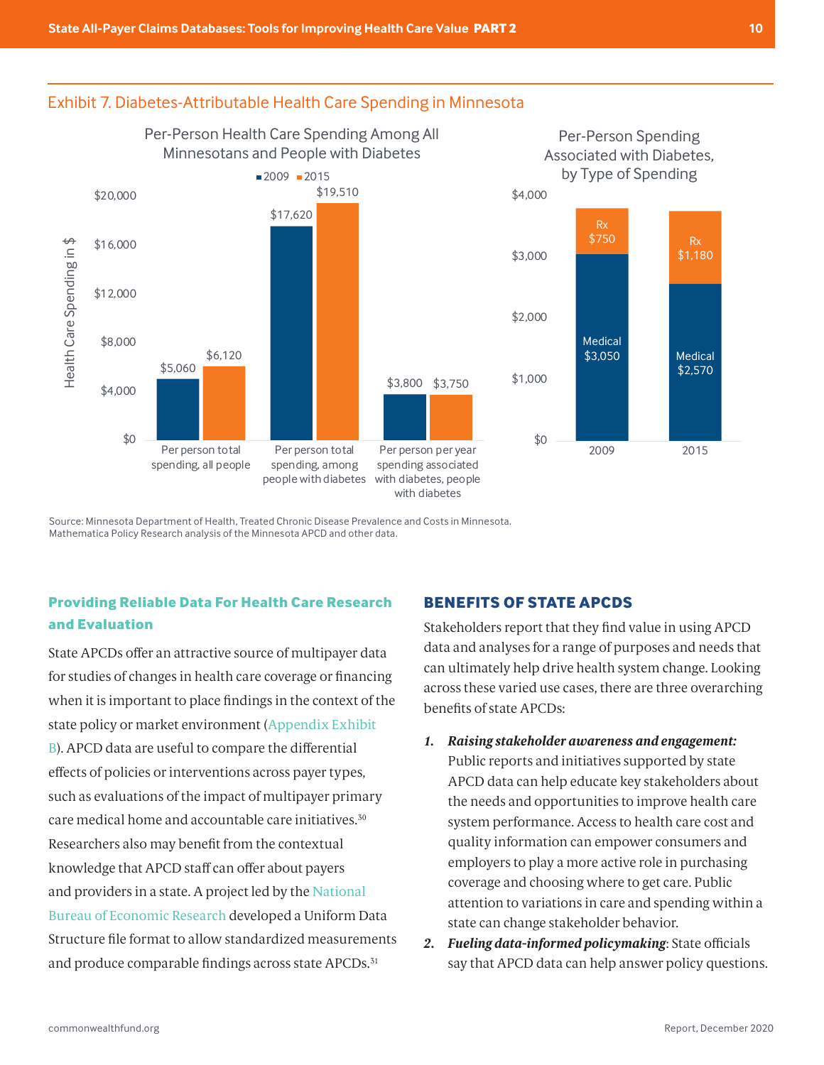## Exhibit 7. Diabetes-Attributable Health Care Spending in Minnesota

**Per-Person Health Care Spending Among All Minnesotans and People with Diabetes**

| Health Care Spending in $ | 2009 | 2015 |
|---|---|---|
| Per person total spending, all people | $5,060 | $6,120 |
| Per person total spending, among people with diabetes | $17,620 | $19,510 |
| Per person per year spending associated with diabetes, people with diabetes | $3,800 | $3,750 |

**Per-Person Spending Associated with Diabetes, by Type of Spending**

| | 2009 | 2015 |
|---|---|---|
| Rx | $750 | $1,180 |
| Medical | $3,050 | $2,570 |

Source: Minnesota Department of Health, Treated Chronic Disease Prevalence and Costs in Minnesota. Mathematica Policy Research analysis of the Minnesota APCD and other data.

### Providing Reliable Data For Health Care Research and Evaluation

State APCDs offer an attractive source of multipayer data for studies of changes in health care coverage or financing when it is important to place findings in the context of the state policy or market environment (Appendix Exhibit B). APCD data are useful to compare the differential effects of policies or interventions across payer types, such as evaluations of the impact of multipayer primary care medical home and accountable care initiatives.[30] Researchers also may benefit from the contextual knowledge that APCD staff can offer about payers and providers in a state. A project led by the National Bureau of Economic Research developed a Uniform Data Structure file format to allow standardized measurements and produce comparable findings across state APCDs.[31]

## BENEFITS OF STATE APCDS

Stakeholders report that they find value in using APCD data and analyses for a range of purposes and needs that can ultimately help drive health system change. Looking across these varied use cases, there are three overarching benefits of state APCDs:

1. ***Raising stakeholder awareness and engagement:*** Public reports and initiatives supported by state APCD data can help educate key stakeholders about the needs and opportunities to improve health care system performance. Access to health care cost and quality information can empower consumers and employers to play a more active role in purchasing coverage and choosing where to get care. Public attention to variations in care and spending within a state can change stakeholder behavior.
2. ***Fueling data-informed policymaking***: State officials say that APCD data can help answer policy questions.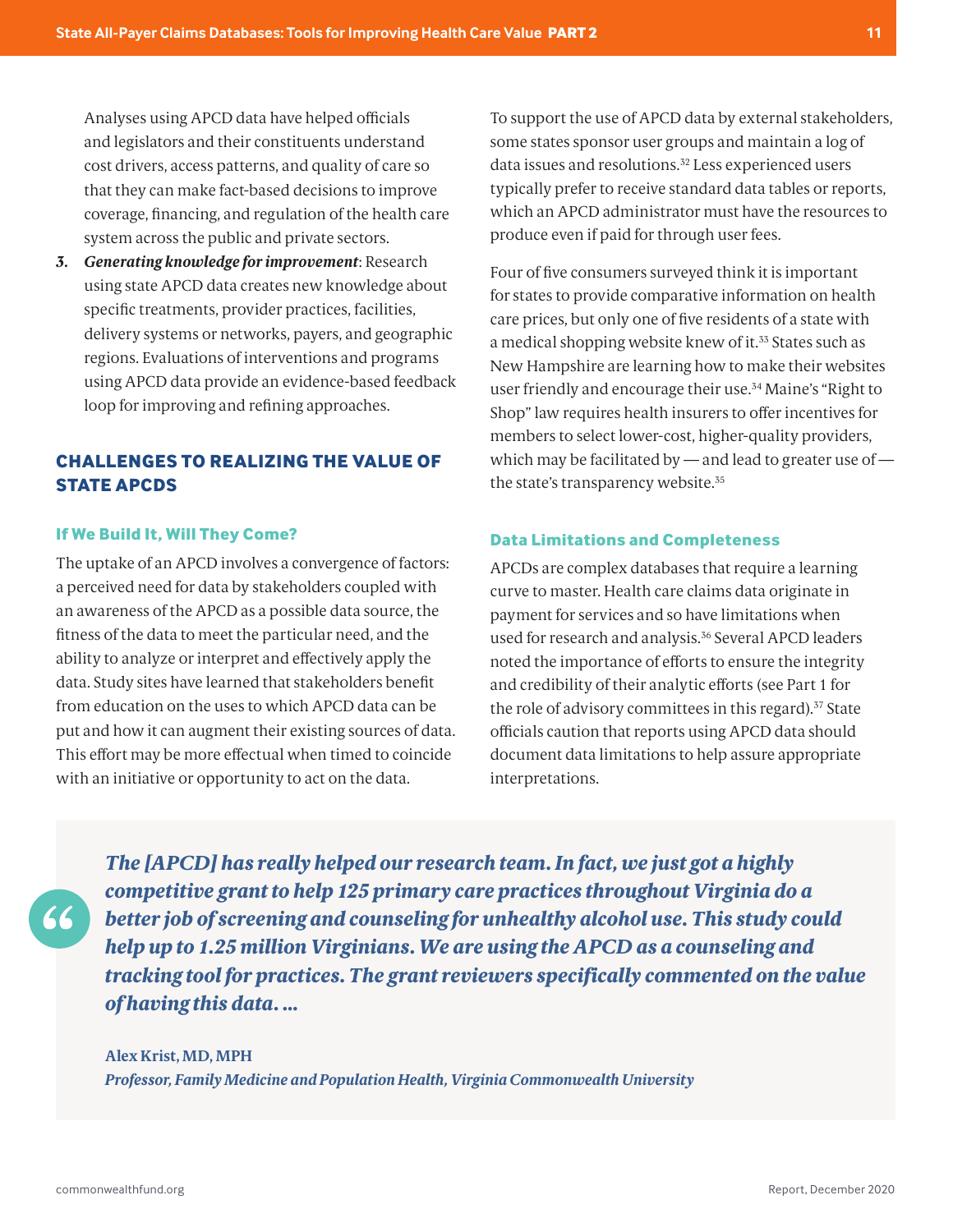Analyses using APCD data have helped officials and legislators and their constituents understand cost drivers, access patterns, and quality of care so that they can make fact-based decisions to improve coverage, financing, and regulation of the health care system across the public and private sectors.

3. ***Generating knowledge for improvement***: Research using state APCD data creates new knowledge about specific treatments, provider practices, facilities, delivery systems or networks, payers, and geographic regions. Evaluations of interventions and programs using APCD data provide an evidence-based feedback loop for improving and refining approaches.

## CHALLENGES TO REALIZING THE VALUE OF STATE APCDS

### If We Build It, Will They Come?

The uptake of an APCD involves a convergence of factors: a perceived need for data by stakeholders coupled with an awareness of the APCD as a possible data source, the fitness of the data to meet the particular need, and the ability to analyze or interpret and effectively apply the data. Study sites have learned that stakeholders benefit from education on the uses to which APCD data can be put and how it can augment their existing sources of data. This effort may be more effectual when timed to coincide with an initiative or opportunity to act on the data.

To support the use of APCD data by external stakeholders, some states sponsor user groups and maintain a log of data issues and resolutions.[32] Less experienced users typically prefer to receive standard data tables or reports, which an APCD administrator must have the resources to produce even if paid for through user fees.

Four of five consumers surveyed think it is important for states to provide comparative information on health care prices, but only one of five residents of a state with a medical shopping website knew of it.[33] States such as New Hampshire are learning how to make their websites user friendly and encourage their use.[34] Maine's "Right to Shop" law requires health insurers to offer incentives for members to select lower-cost, higher-quality providers, which may be facilitated by — and lead to greater use of — the state's transparency website.[35]

### Data Limitations and Completeness

APCDs are complex databases that require a learning curve to master. Health care claims data originate in payment for services and so have limitations when used for research and analysis.[36] Several APCD leaders noted the importance of efforts to ensure the integrity and credibility of their analytic efforts (see Part 1 for the role of advisory committees in this regard).[37] State officials caution that reports using APCD data should document data limitations to help assure appropriate interpretations.

> ***The [APCD] has really helped our research team. In fact, we just got a highly competitive grant to help 125 primary care practices throughout Virginia do a better job of screening and counseling for unhealthy alcohol use. This study could help up to 1.25 million Virginians. We are using the APCD as a counseling and tracking tool for practices. The grant reviewers specifically commented on the value of having this data. …***
>
> **Alex Krist, MD, MPH**
> ***Professor, Family Medicine and Population Health, Virginia Commonwealth University***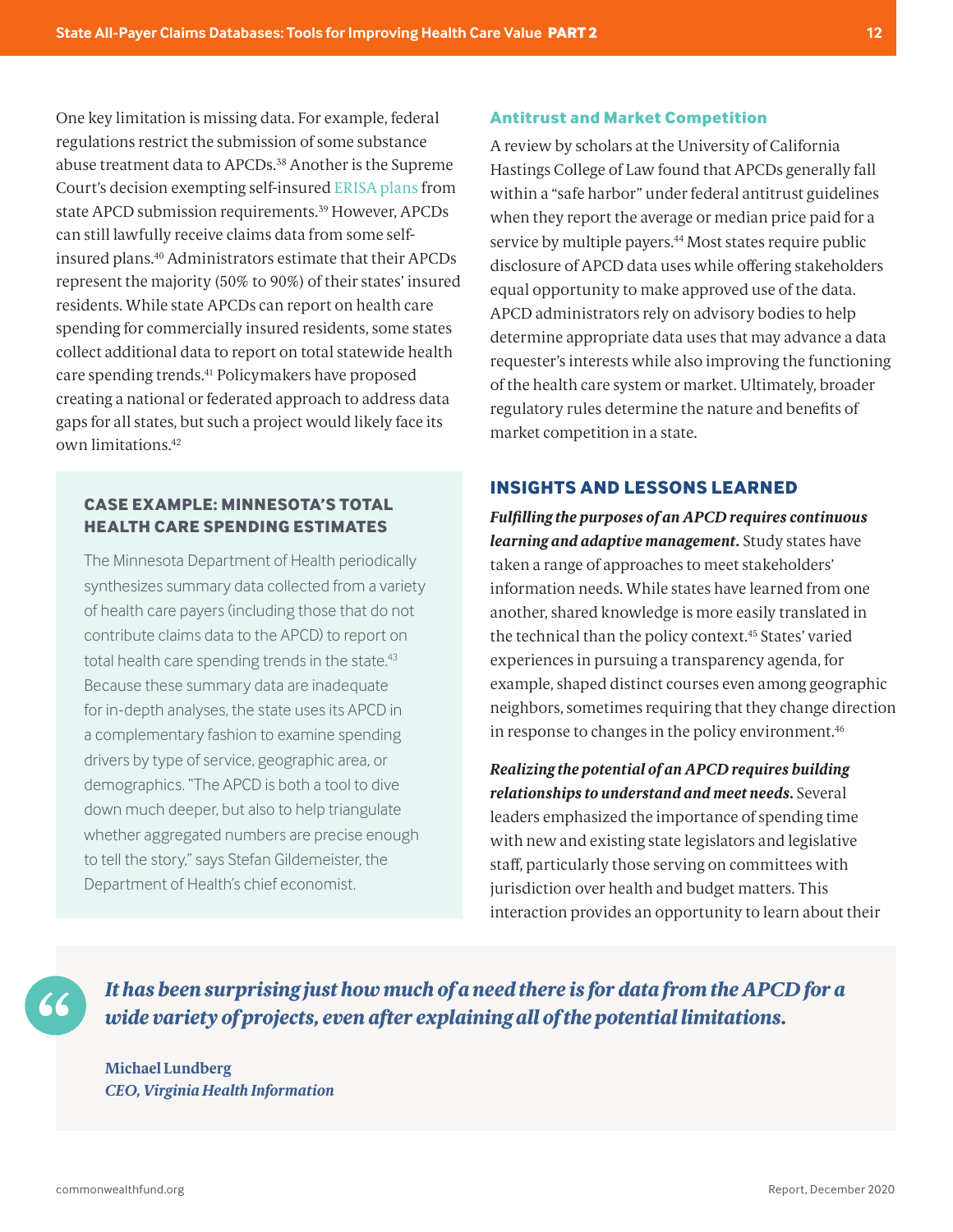One key limitation is missing data. For example, federal regulations restrict the submission of some substance abuse treatment data to APCDs.[38] Another is the Supreme Court's decision exempting self-insured ERISA plans from state APCD submission requirements.[39] However, APCDs can still lawfully receive claims data from some self-insured plans.[40] Administrators estimate that their APCDs represent the majority (50% to 90%) of their states' insured residents. While state APCDs can report on health care spending for commercially insured residents, some states collect additional data to report on total statewide health care spending trends.[41] Policymakers have proposed creating a national or federated approach to address data gaps for all states, but such a project would likely face its own limitations.[42]

### CASE EXAMPLE: MINNESOTA'S TOTAL HEALTH CARE SPENDING ESTIMATES

The Minnesota Department of Health periodically synthesizes summary data collected from a variety of health care payers (including those that do not contribute claims data to the APCD) to report on total health care spending trends in the state.[43] Because these summary data are inadequate for in-depth analyses, the state uses its APCD in a complementary fashion to examine spending drivers by type of service, geographic area, or demographics. "The APCD is both a tool to dive down much deeper, but also to help triangulate whether aggregated numbers are precise enough to tell the story," says Stefan Gildemeister, the Department of Health's chief economist.

### Antitrust and Market Competition

A review by scholars at the University of California Hastings College of Law found that APCDs generally fall within a "safe harbor" under federal antitrust guidelines when they report the average or median price paid for a service by multiple payers.[44] Most states require public disclosure of APCD data uses while offering stakeholders equal opportunity to make approved use of the data. APCD administrators rely on advisory bodies to help determine appropriate data uses that may advance a data requester's interests while also improving the functioning of the health care system or market. Ultimately, broader regulatory rules determine the nature and benefits of market competition in a state.

## INSIGHTS AND LESSONS LEARNED

***Fulfilling the purposes of an APCD requires continuous learning and adaptive management.*** Study states have taken a range of approaches to meet stakeholders' information needs. While states have learned from one another, shared knowledge is more easily translated in the technical than the policy context.[45] States' varied experiences in pursuing a transparency agenda, for example, shaped distinct courses even among geographic neighbors, sometimes requiring that they change direction in response to changes in the policy environment.[46]

***Realizing the potential of an APCD requires building relationships to understand and meet needs.*** Several leaders emphasized the importance of spending time with new and existing state legislators and legislative staff, particularly those serving on committees with jurisdiction over health and budget matters. This interaction provides an opportunity to learn about their

> ***It has been surprising just how much of a need there is for data from the APCD for a wide variety of projects, even after explaining all of the potential limitations.***
>
> **Michael Lundberg**
> ***CEO, Virginia Health Information***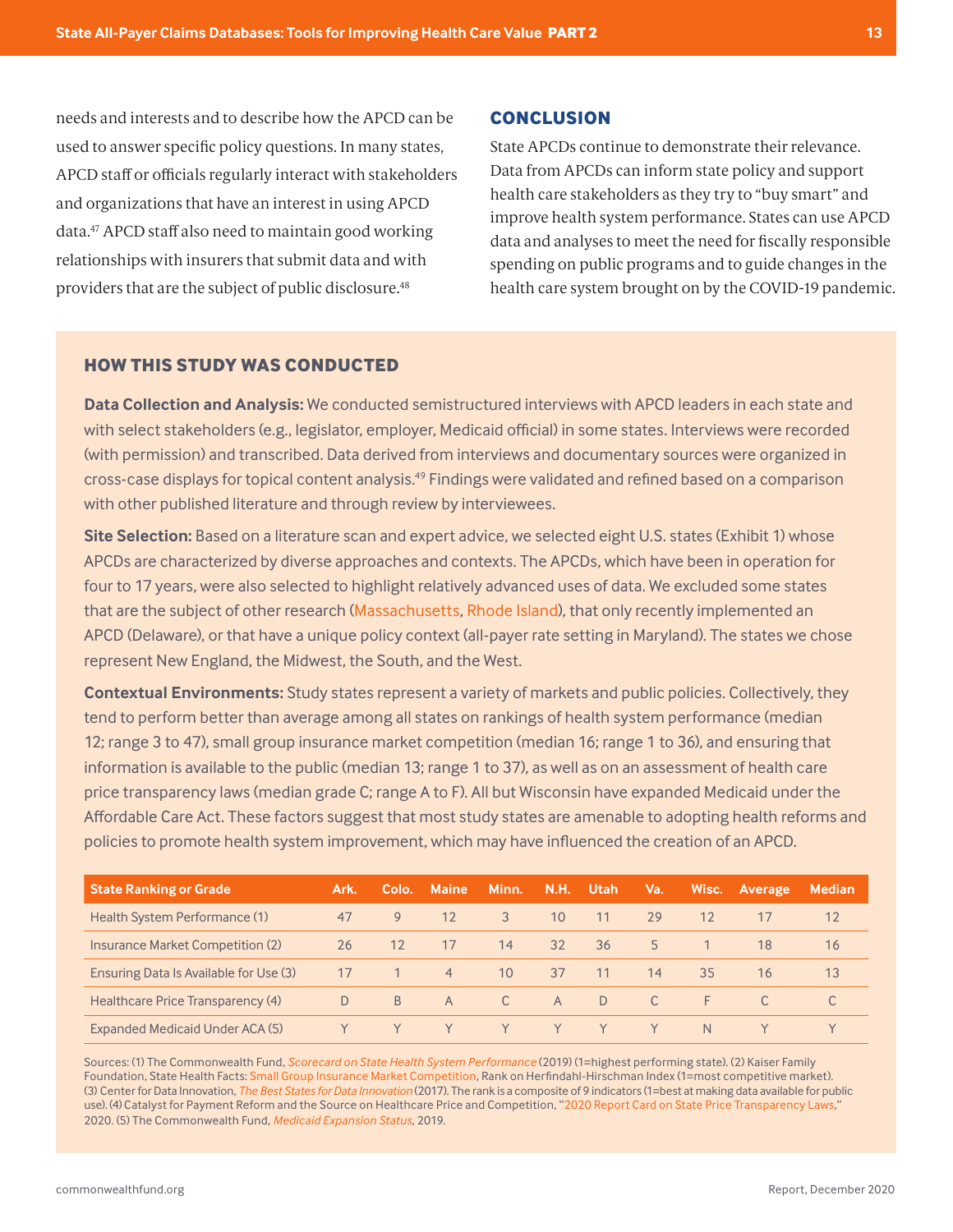needs and interests and to describe how the APCD can be used to answer specific policy questions. In many states, APCD staff or officials regularly interact with stakeholders and organizations that have an interest in using APCD data.[47] APCD staff also need to maintain good working relationships with insurers that submit data and with providers that are the subject of public disclosure.[48]

## CONCLUSION

State APCDs continue to demonstrate their relevance. Data from APCDs can inform state policy and support health care stakeholders as they try to "buy smart" and improve health system performance. States can use APCD data and analyses to meet the need for fiscally responsible spending on public programs and to guide changes in the health care system brought on by the COVID-19 pandemic.

## HOW THIS STUDY WAS CONDUCTED

**Data Collection and Analysis:** We conducted semistructured interviews with APCD leaders in each state and with select stakeholders (e.g., legislator, employer, Medicaid official) in some states. Interviews were recorded (with permission) and transcribed. Data derived from interviews and documentary sources were organized in cross-case displays for topical content analysis.[49] Findings were validated and refined based on a comparison with other published literature and through review by interviewees.

**Site Selection:** Based on a literature scan and expert advice, we selected eight U.S. states (Exhibit 1) whose APCDs are characterized by diverse approaches and contexts. The APCDs, which have been in operation for four to 17 years, were also selected to highlight relatively advanced uses of data. We excluded some states that are the subject of other research (Massachusetts, Rhode Island), that only recently implemented an APCD (Delaware), or that have a unique policy context (all-payer rate setting in Maryland). The states we chose represent New England, the Midwest, the South, and the West.

**Contextual Environments:** Study states represent a variety of markets and public policies. Collectively, they tend to perform better than average among all states on rankings of health system performance (median 12; range 3 to 47), small group insurance market competition (median 16; range 1 to 36), and ensuring that information is available to the public (median 13; range 1 to 37), as well as on an assessment of health care price transparency laws (median grade C; range A to F). All but Wisconsin have expanded Medicaid under the Affordable Care Act. These factors suggest that most study states are amenable to adopting health reforms and policies to promote health system improvement, which may have influenced the creation of an APCD.

| State Ranking or Grade | Ark. | Colo. | Maine | Minn. | N.H. | Utah | Va. | Wisc. | Average | Median |
|---|---|---|---|---|---|---|---|---|---|---|
| Health System Performance (1) | 47 | 9 | 12 | 3 | 10 | 11 | 29 | 12 | 17 | 12 |
| Insurance Market Competition (2) | 26 | 12 | 17 | 14 | 32 | 36 | 5 | 1 | 18 | 16 |
| Ensuring Data Is Available for Use (3) | 17 | 1 | 4 | 10 | 37 | 11 | 14 | 35 | 16 | 13 |
| Healthcare Price Transparency (4) | D | B | A | C | A | D | C | F | C | C |
| Expanded Medicaid Under ACA (5) | Y | Y | Y | Y | Y | Y | Y | N | Y | Y |

Sources: (1) The Commonwealth Fund, *Scorecard on State Health System Performance* (2019) (1=highest performing state). (2) Kaiser Family Foundation, State Health Facts: Small Group Insurance Market Competition, Rank on Herfindahl-Hirschman Index (1=most competitive market). (3) Center for Data Innovation, *The Best States for Data Innovation* (2017). The rank is a composite of 9 indicators (1=best at making data available for public use). (4) Catalyst for Payment Reform and the Source on Healthcare Price and Competition, "2020 Report Card on State Price Transparency Laws," 2020. (5) The Commonwealth Fund, *Medicaid Expansion Status*, 2019.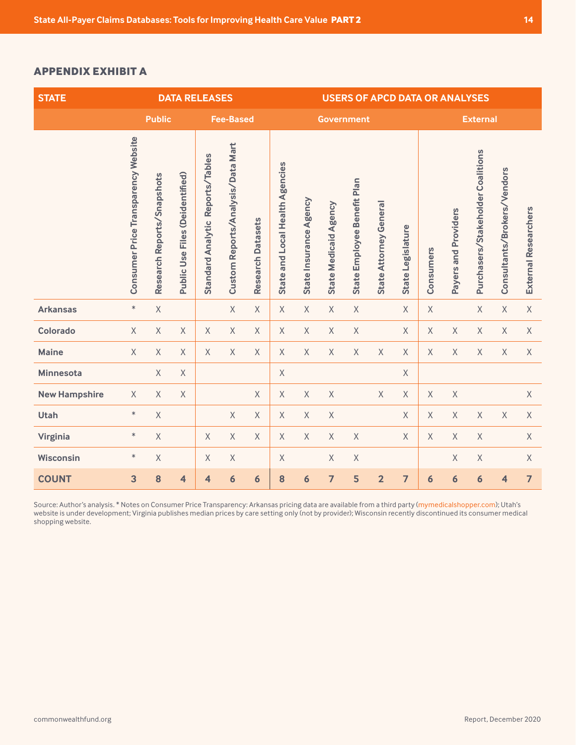## APPENDIX EXHIBIT A

| STATE | DATA RELEASES | | | | | | USERS OF APCD DATA OR ANALYSES | | | | | | | | | | |
|---|---|---|---|---|---|---|---|---|---|---|---|---|---|---|---|---|---|
| | Public | | | Fee-Based | | | Government | | | | | | External | | | | |
| | Consumer Price Transparency Website | Research Reports/Snapshots | Public Use Files (Deidentified) | Standard Analytic Reports/Tables | Custom Reports/Analysis/Data Mart | Research Datasets | State and Local Health Agencies | State Insurance Agency | State Medicaid Agency | State Employee Benefit Plan | State Attorney General | State Legislature | Consumers | Payers and Providers | Purchasers/Stakeholder Coalitions | Consultants/Brokers/Vendors | External Researchers |
| **Arkansas** | * | X | | | X | X | X | X | X | X | | X | X | | X | X | X |
| **Colorado** | X | X | X | X | X | X | X | X | X | X | | X | X | X | X | X | X |
| **Maine** | X | X | X | X | X | X | X | X | X | X | X | X | X | X | X | X | X |
| **Minnesota** | | X | X | | | | X | | | | | X | | | | | |
| **New Hampshire** | X | X | X | | | X | X | X | X | | X | X | X | X | | | X |
| **Utah** | * | X | | | X | X | X | X | X | | | X | X | X | X | X | X |
| **Virginia** | * | X | | X | X | X | X | X | X | X | | X | X | X | X | | X |
| **Wisconsin** | * | X | | X | X | | X | | X | X | | | | X | X | | X |
| **COUNT** | **3** | **8** | **4** | **4** | **6** | **6** | **8** | **6** | **7** | **5** | **2** | **7** | **6** | **6** | **6** | **4** | **7** |

Source: Author's analysis. * Notes on Consumer Price Transparency: Arkansas pricing data are available from a third party (mymedicalshopper.com); Utah's website is under development; Virginia publishes median prices by care setting only (not by provider); Wisconsin recently discontinued its consumer medical shopping website.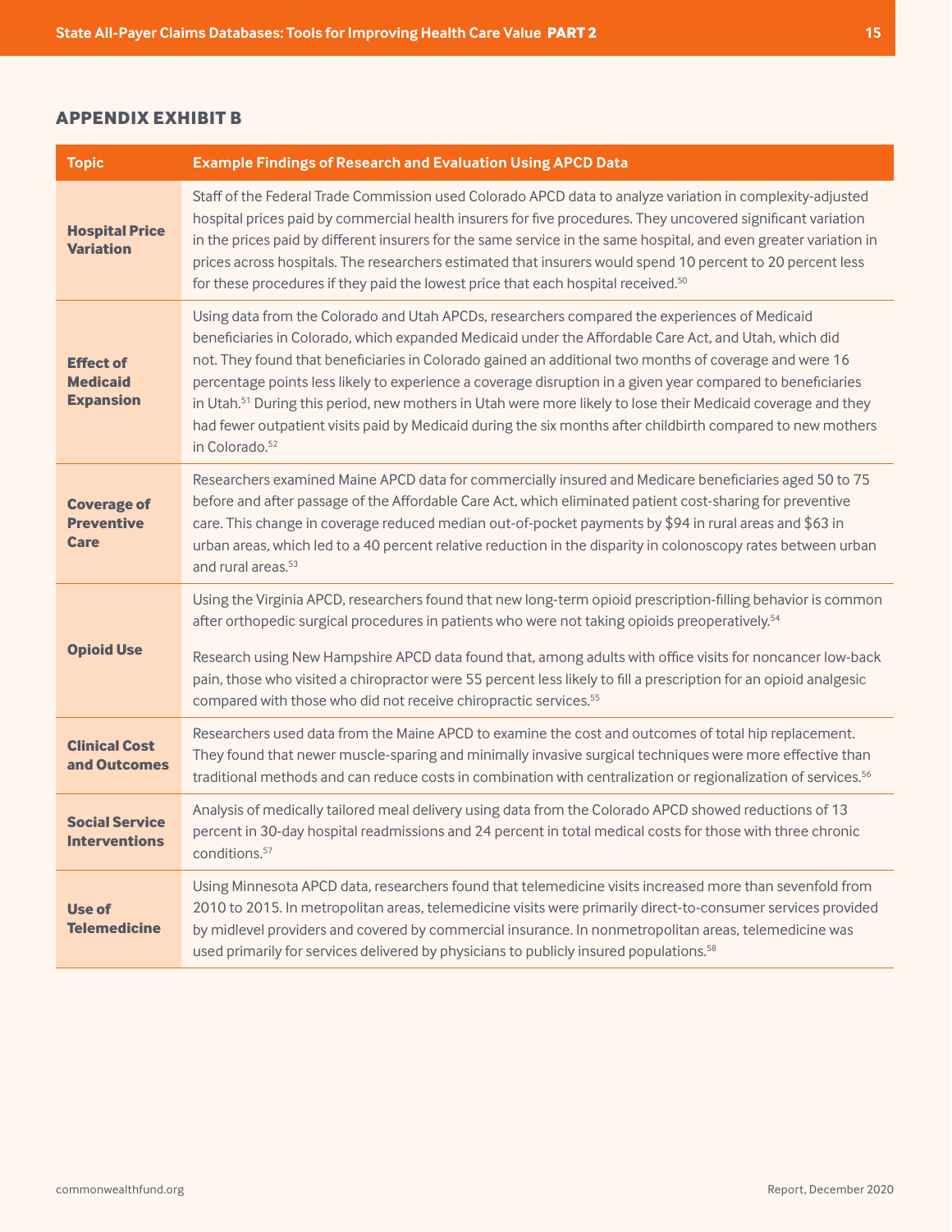## APPENDIX EXHIBIT B

| Topic | Example Findings of Research and Evaluation Using APCD Data |
|---|---|
| **Hospital Price Variation** | Staff of the Federal Trade Commission used Colorado APCD data to analyze variation in complexity-adjusted hospital prices paid by commercial health insurers for five procedures. They uncovered significant variation in the prices paid by different insurers for the same service in the same hospital, and even greater variation in prices across hospitals. The researchers estimated that insurers would spend 10 percent to 20 percent less for these procedures if they paid the lowest price that each hospital received.[50] |
| **Effect of Medicaid Expansion** | Using data from the Colorado and Utah APCDs, researchers compared the experiences of Medicaid beneficiaries in Colorado, which expanded Medicaid under the Affordable Care Act, and Utah, which did not. They found that beneficiaries in Colorado gained an additional two months of coverage and were 16 percentage points less likely to experience a coverage disruption in a given year compared to beneficiaries in Utah.[51] During this period, new mothers in Utah were more likely to lose their Medicaid coverage and they had fewer outpatient visits paid by Medicaid during the six months after childbirth compared to new mothers in Colorado.[52] |
| **Coverage of Preventive Care** | Researchers examined Maine APCD data for commercially insured and Medicare beneficiaries aged 50 to 75 before and after passage of the Affordable Care Act, which eliminated patient cost-sharing for preventive care. This change in coverage reduced median out-of-pocket payments by $94 in rural areas and $63 in urban areas, which led to a 40 percent relative reduction in the disparity in colonoscopy rates between urban and rural areas.[53] |
| **Opioid Use** | Using the Virginia APCD, researchers found that new long-term opioid prescription-filling behavior is common after orthopedic surgical procedures in patients who were not taking opioids preoperatively.[54]<br><br>Research using New Hampshire APCD data found that, among adults with office visits for noncancer low-back pain, those who visited a chiropractor were 55 percent less likely to fill a prescription for an opioid analgesic compared with those who did not receive chiropractic services.[55] |
| **Clinical Cost and Outcomes** | Researchers used data from the Maine APCD to examine the cost and outcomes of total hip replacement. They found that newer muscle-sparing and minimally invasive surgical techniques were more effective than traditional methods and can reduce costs in combination with centralization or regionalization of services.[56] |
| **Social Service Interventions** | Analysis of medically tailored meal delivery using data from the Colorado APCD showed reductions of 13 percent in 30-day hospital readmissions and 24 percent in total medical costs for those with three chronic conditions.[57] |
| **Use of Telemedicine** | Using Minnesota APCD data, researchers found that telemedicine visits increased more than sevenfold from 2010 to 2015. In metropolitan areas, telemedicine visits were primarily direct-to-consumer services provided by midlevel providers and covered by commercial insurance. In nonmetropolitan areas, telemedicine was used primarily for services delivered by physicians to publicly insured populations.[58] |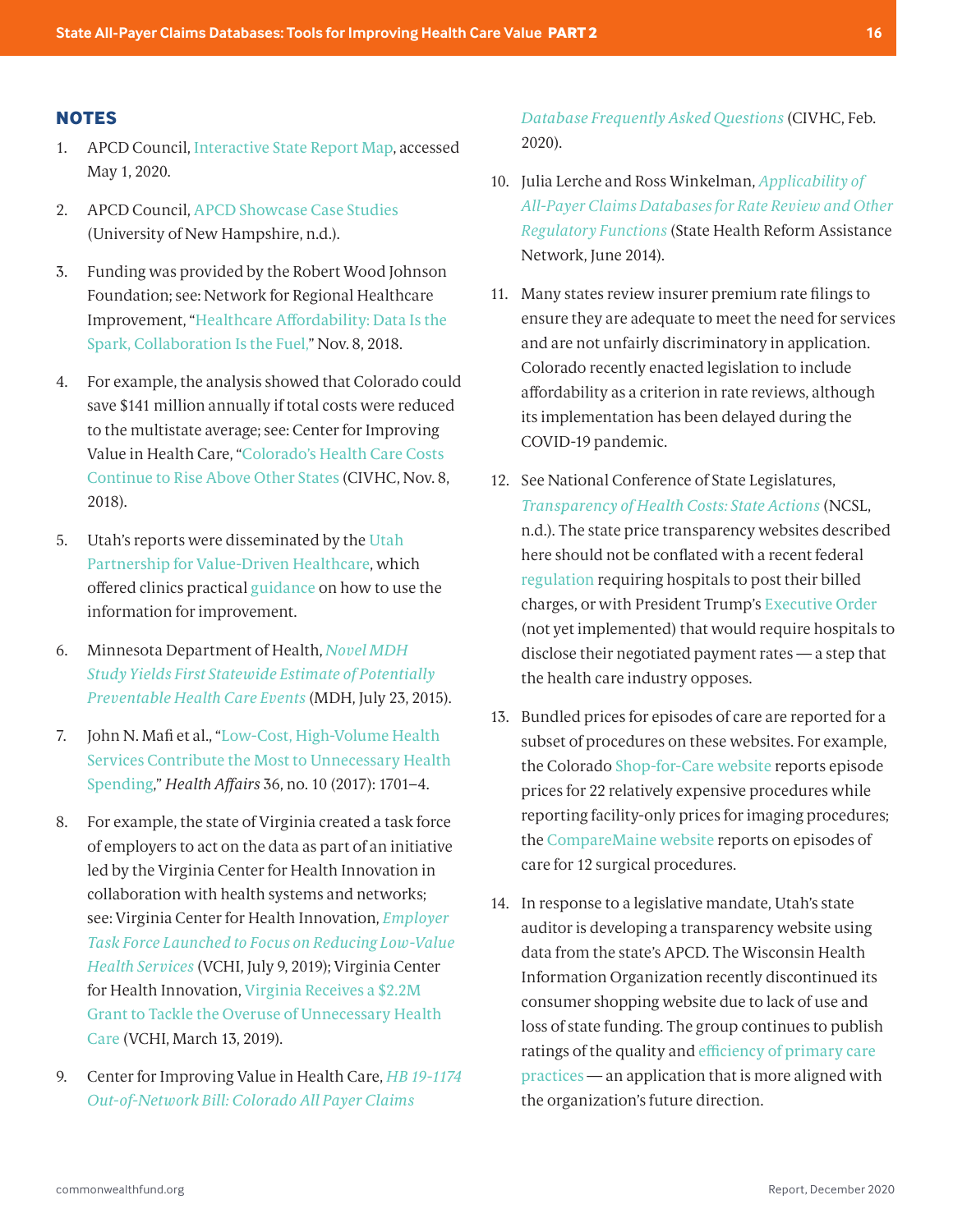## NOTES

1. APCD Council, Interactive State Report Map, accessed May 1, 2020.

2. APCD Council, APCD Showcase Case Studies (University of New Hampshire, n.d.).

3. Funding was provided by the Robert Wood Johnson Foundation; see: Network for Regional Healthcare Improvement, "Healthcare Affordability: Data Is the Spark, Collaboration Is the Fuel," Nov. 8, 2018.

4. For example, the analysis showed that Colorado could save $141 million annually if total costs were reduced to the multistate average; see: Center for Improving Value in Health Care, "Colorado's Health Care Costs Continue to Rise Above Other States (CIVHC, Nov. 8, 2018).

5. Utah's reports were disseminated by the Utah Partnership for Value-Driven Healthcare, which offered clinics practical guidance on how to use the information for improvement.

6. Minnesota Department of Health, *Novel MDH Study Yields First Statewide Estimate of Potentially Preventable Health Care Events* (MDH, July 23, 2015).

7. John N. Mafi et al., "Low-Cost, High-Volume Health Services Contribute the Most to Unnecessary Health Spending," *Health Affairs* 36, no. 10 (2017): 1701–4.

8. For example, the state of Virginia created a task force of employers to act on the data as part of an initiative led by the Virginia Center for Health Innovation in collaboration with health systems and networks; see: Virginia Center for Health Innovation, *Employer Task Force Launched to Focus on Reducing Low-Value Health Services* (VCHI, July 9, 2019); Virginia Center for Health Innovation, Virginia Receives a $2.2M Grant to Tackle the Overuse of Unnecessary Health Care (VCHI, March 13, 2019).

9. Center for Improving Value in Health Care, *HB 19-1174 Out-of-Network Bill: Colorado All Payer Claims Database Frequently Asked Questions* (CIVHC, Feb. 2020).

10. Julia Lerche and Ross Winkelman, *Applicability of All-Payer Claims Databases for Rate Review and Other Regulatory Functions* (State Health Reform Assistance Network, June 2014).

11. Many states review insurer premium rate filings to ensure they are adequate to meet the need for services and are not unfairly discriminatory in application. Colorado recently enacted legislation to include affordability as a criterion in rate reviews, although its implementation has been delayed during the COVID-19 pandemic.

12. See National Conference of State Legislatures, *Transparency of Health Costs: State Actions* (NCSL, n.d.). The state price transparency websites described here should not be conflated with a recent federal regulation requiring hospitals to post their billed charges, or with President Trump's Executive Order (not yet implemented) that would require hospitals to disclose their negotiated payment rates — a step that the health care industry opposes.

13. Bundled prices for episodes of care are reported for a subset of procedures on these websites. For example, the Colorado Shop-for-Care website reports episode prices for 22 relatively expensive procedures while reporting facility-only prices for imaging procedures; the CompareMaine website reports on episodes of care for 12 surgical procedures.

14. In response to a legislative mandate, Utah's state auditor is developing a transparency website using data from the state's APCD. The Wisconsin Health Information Organization recently discontinued its consumer shopping website due to lack of use and loss of state funding. The group continues to publish ratings of the quality and efficiency of primary care practices — an application that is more aligned with the organization's future direction.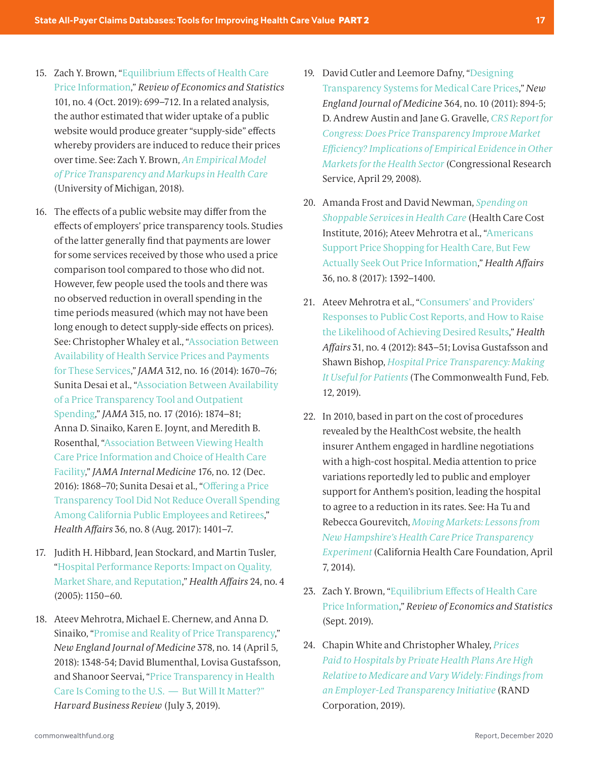15. Zach Y. Brown, "Equilibrium Effects of Health Care Price Information," *Review of Economics and Statistics* 101, no. 4 (Oct. 2019): 699–712. In a related analysis, the author estimated that wider uptake of a public website would produce greater "supply-side" effects whereby providers are induced to reduce their prices over time. See: Zach Y. Brown, *An Empirical Model of Price Transparency and Markups in Health Care* (University of Michigan, 2018).

16. The effects of a public website may differ from the effects of employers' price transparency tools. Studies of the latter generally find that payments are lower for some services received by those who used a price comparison tool compared to those who did not. However, few people used the tools and there was no observed reduction in overall spending in the time periods measured (which may not have been long enough to detect supply-side effects on prices). See: Christopher Whaley et al., "Association Between Availability of Health Service Prices and Payments for These Services," *JAMA* 312, no. 16 (2014): 1670–76; Sunita Desai et al., "Association Between Availability of a Price Transparency Tool and Outpatient Spending," *JAMA* 315, no. 17 (2016): 1874–81; Anna D. Sinaiko, Karen E. Joynt, and Meredith B. Rosenthal, "Association Between Viewing Health Care Price Information and Choice of Health Care Facility," *JAMA Internal Medicine* 176, no. 12 (Dec. 2016): 1868–70; Sunita Desai et al., "Offering a Price Transparency Tool Did Not Reduce Overall Spending Among California Public Employees and Retirees," *Health Affairs* 36, no. 8 (Aug. 2017): 1401–7.

17. Judith H. Hibbard, Jean Stockard, and Martin Tusler, "Hospital Performance Reports: Impact on Quality, Market Share, and Reputation," *Health Affairs* 24, no. 4 (2005): 1150–60.

18. Ateev Mehrotra, Michael E. Chernew, and Anna D. Sinaiko, "Promise and Reality of Price Transparency," *New England Journal of Medicine* 378, no. 14 (April 5, 2018): 1348-54; David Blumenthal, Lovisa Gustafsson, and Shanoor Seervai, "Price Transparency in Health Care Is Coming to the U.S. — But Will It Matter?" *Harvard Business Review* (July 3, 2019).

19. David Cutler and Leemore Dafny, "Designing Transparency Systems for Medical Care Prices," *New England Journal of Medicine* 364, no. 10 (2011): 894-5; D. Andrew Austin and Jane G. Gravelle, *CRS Report for Congress: Does Price Transparency Improve Market Efficiency? Implications of Empirical Evidence in Other Markets for the Health Sector* (Congressional Research Service, April 29, 2008).

20. Amanda Frost and David Newman, *Spending on Shoppable Services in Health Care* (Health Care Cost Institute, 2016); Ateev Mehrotra et al., "Americans Support Price Shopping for Health Care, But Few Actually Seek Out Price Information," *Health Affairs* 36, no. 8 (2017): 1392–1400.

21. Ateev Mehrotra et al., "Consumers' and Providers' Responses to Public Cost Reports, and How to Raise the Likelihood of Achieving Desired Results," *Health Affairs* 31, no. 4 (2012): 843–51; Lovisa Gustafsson and Shawn Bishop, *Hospital Price Transparency: Making It Useful for Patients* (The Commonwealth Fund, Feb. 12, 2019).

22. In 2010, based in part on the cost of procedures revealed by the HealthCost website, the health insurer Anthem engaged in hardline negotiations with a high-cost hospital. Media attention to price variations reportedly led to public and employer support for Anthem's position, leading the hospital to agree to a reduction in its rates. See: Ha Tu and Rebecca Gourevitch, *Moving Markets: Lessons from New Hampshire's Health Care Price Transparency Experiment* (California Health Care Foundation, April 7, 2014).

23. Zach Y. Brown, "Equilibrium Effects of Health Care Price Information," *Review of Economics and Statistics* (Sept. 2019).

24. Chapin White and Christopher Whaley, *Prices Paid to Hospitals by Private Health Plans Are High Relative to Medicare and Vary Widely: Findings from an Employer-Led Transparency Initiative* (RAND Corporation, 2019).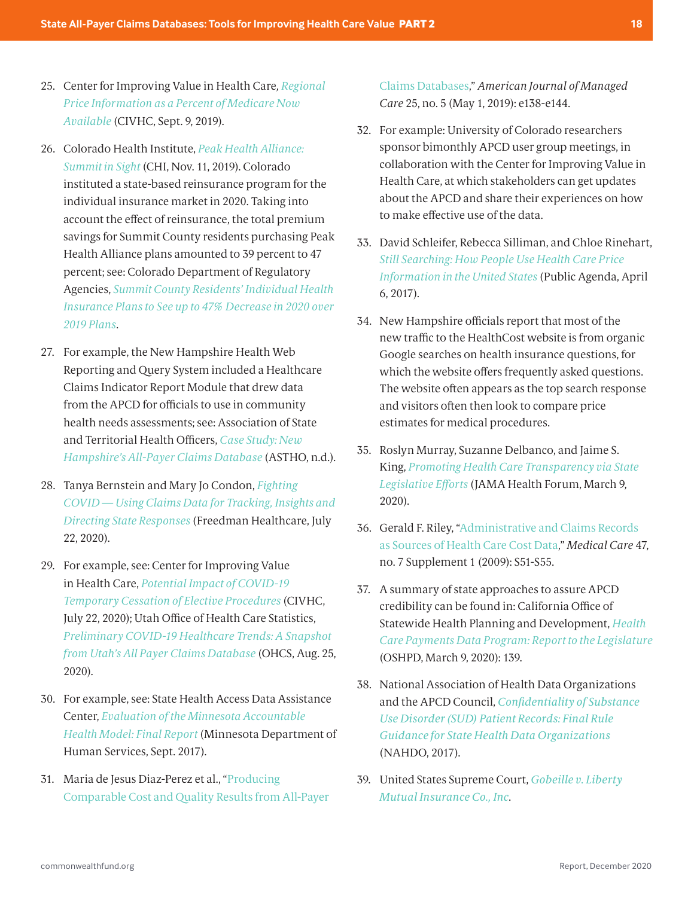25. Center for Improving Value in Health Care, *Regional Price Information as a Percent of Medicare Now Available* (CIVHC, Sept. 9, 2019).

26. Colorado Health Institute, *Peak Health Alliance: Summit in Sight* (CHI, Nov. 11, 2019). Colorado instituted a state-based reinsurance program for the individual insurance market in 2020. Taking into account the effect of reinsurance, the total premium savings for Summit County residents purchasing Peak Health Alliance plans amounted to 39 percent to 47 percent; see: Colorado Department of Regulatory Agencies, *Summit County Residents' Individual Health Insurance Plans to See up to 47% Decrease in 2020 over 2019 Plans*.

27. For example, the New Hampshire Health Web Reporting and Query System included a Healthcare Claims Indicator Report Module that drew data from the APCD for officials to use in community health needs assessments; see: Association of State and Territorial Health Officers, *Case Study: New Hampshire's All-Payer Claims Database* (ASTHO, n.d.).

28. Tanya Bernstein and Mary Jo Condon, *Fighting COVID — Using Claims Data for Tracking, Insights and Directing State Responses* (Freedman Healthcare, July 22, 2020).

29. For example, see: Center for Improving Value in Health Care, *Potential Impact of COVID-19 Temporary Cessation of Elective Procedures* (CIVHC, July 22, 2020); Utah Office of Health Care Statistics, *Preliminary COVID-19 Healthcare Trends: A Snapshot from Utah's All Payer Claims Database* (OHCS, Aug. 25, 2020).

30. For example, see: State Health Access Data Assistance Center, *Evaluation of the Minnesota Accountable Health Model: Final Report* (Minnesota Department of Human Services, Sept. 2017).

31. Maria de Jesus Diaz-Perez et al., "Producing Comparable Cost and Quality Results from All-Payer Claims Databases," *American Journal of Managed Care* 25, no. 5 (May 1, 2019): e138-e144.

32. For example: University of Colorado researchers sponsor bimonthly APCD user group meetings, in collaboration with the Center for Improving Value in Health Care, at which stakeholders can get updates about the APCD and share their experiences on how to make effective use of the data.

33. David Schleifer, Rebecca Silliman, and Chloe Rinehart, *Still Searching: How People Use Health Care Price Information in the United States* (Public Agenda, April 6, 2017).

34. New Hampshire officials report that most of the new traffic to the HealthCost website is from organic Google searches on health insurance questions, for which the website offers frequently asked questions. The website often appears as the top search response and visitors often then look to compare price estimates for medical procedures.

35. Roslyn Murray, Suzanne Delbanco, and Jaime S. King, *Promoting Health Care Transparency via State Legislative Efforts* (JAMA Health Forum, March 9, 2020).

36. Gerald F. Riley, "Administrative and Claims Records as Sources of Health Care Cost Data," *Medical Care* 47, no. 7 Supplement 1 (2009): S51-S55.

37. A summary of state approaches to assure APCD credibility can be found in: California Office of Statewide Health Planning and Development, *Health Care Payments Data Program: Report to the Legislature* (OSHPD, March 9, 2020): 139.

38. National Association of Health Data Organizations and the APCD Council, *Confidentiality of Substance Use Disorder (SUD) Patient Records: Final Rule Guidance for State Health Data Organizations* (NAHDO, 2017).

39. United States Supreme Court, *Gobeille v. Liberty Mutual Insurance Co., Inc*.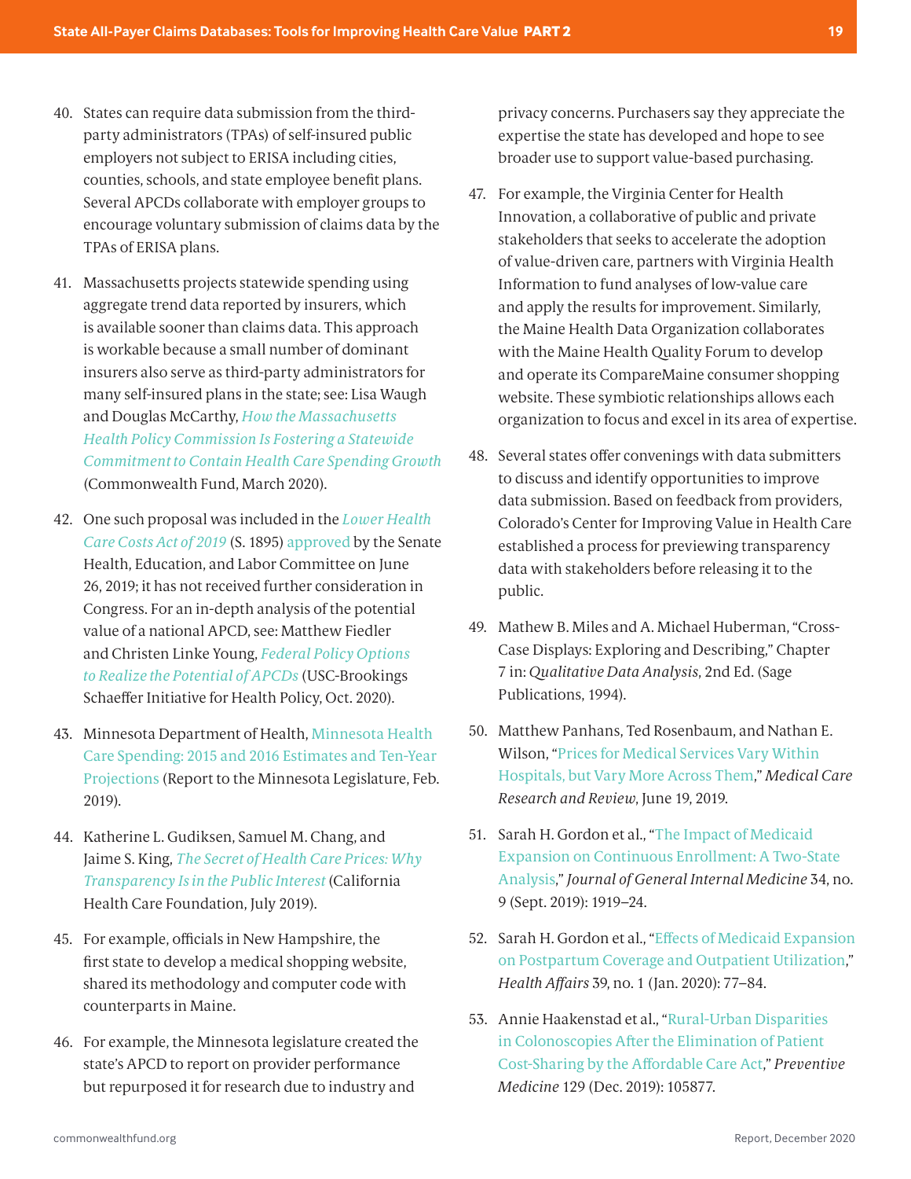40. States can require data submission from the third-party administrators (TPAs) of self-insured public employers not subject to ERISA including cities, counties, schools, and state employee benefit plans. Several APCDs collaborate with employer groups to encourage voluntary submission of claims data by the TPAs of ERISA plans.

41. Massachusetts projects statewide spending using aggregate trend data reported by insurers, which is available sooner than claims data. This approach is workable because a small number of dominant insurers also serve as third-party administrators for many self-insured plans in the state; see: Lisa Waugh and Douglas McCarthy, *How the Massachusetts Health Policy Commission Is Fostering a Statewide Commitment to Contain Health Care Spending Growth* (Commonwealth Fund, March 2020).

42. One such proposal was included in the *Lower Health Care Costs Act of 2019* (S. 1895) approved by the Senate Health, Education, and Labor Committee on June 26, 2019; it has not received further consideration in Congress. For an in-depth analysis of the potential value of a national APCD, see: Matthew Fiedler and Christen Linke Young, *Federal Policy Options to Realize the Potential of APCDs* (USC-Brookings Schaeffer Initiative for Health Policy, Oct. 2020).

43. Minnesota Department of Health, Minnesota Health Care Spending: 2015 and 2016 Estimates and Ten-Year Projections (Report to the Minnesota Legislature, Feb. 2019).

44. Katherine L. Gudiksen, Samuel M. Chang, and Jaime S. King, *The Secret of Health Care Prices: Why Transparency Is in the Public Interest* (California Health Care Foundation, July 2019).

45. For example, officials in New Hampshire, the first state to develop a medical shopping website, shared its methodology and computer code with counterparts in Maine.

46. For example, the Minnesota legislature created the state's APCD to report on provider performance but repurposed it for research due to industry and privacy concerns. Purchasers say they appreciate the expertise the state has developed and hope to see broader use to support value-based purchasing.

47. For example, the Virginia Center for Health Innovation, a collaborative of public and private stakeholders that seeks to accelerate the adoption of value-driven care, partners with Virginia Health Information to fund analyses of low-value care and apply the results for improvement. Similarly, the Maine Health Data Organization collaborates with the Maine Health Quality Forum to develop and operate its CompareMaine consumer shopping website. These symbiotic relationships allows each organization to focus and excel in its area of expertise.

48. Several states offer convenings with data submitters to discuss and identify opportunities to improve data submission. Based on feedback from providers, Colorado's Center for Improving Value in Health Care established a process for previewing transparency data with stakeholders before releasing it to the public.

49. Mathew B. Miles and A. Michael Huberman, "Cross-Case Displays: Exploring and Describing," Chapter 7 in: *Qualitative Data Analysis*, 2nd Ed. (Sage Publications, 1994).

50. Matthew Panhans, Ted Rosenbaum, and Nathan E. Wilson, "Prices for Medical Services Vary Within Hospitals, but Vary More Across Them," *Medical Care Research and Review*, June 19, 2019.

51. Sarah H. Gordon et al., "The Impact of Medicaid Expansion on Continuous Enrollment: A Two-State Analysis," *Journal of General Internal Medicine* 34, no. 9 (Sept. 2019): 1919–24.

52. Sarah H. Gordon et al., "Effects of Medicaid Expansion on Postpartum Coverage and Outpatient Utilization," *Health Affairs* 39, no. 1 (Jan. 2020): 77–84.

53. Annie Haakenstad et al., "Rural-Urban Disparities in Colonoscopies After the Elimination of Patient Cost-Sharing by the Affordable Care Act," *Preventive Medicine* 129 (Dec. 2019): 105877.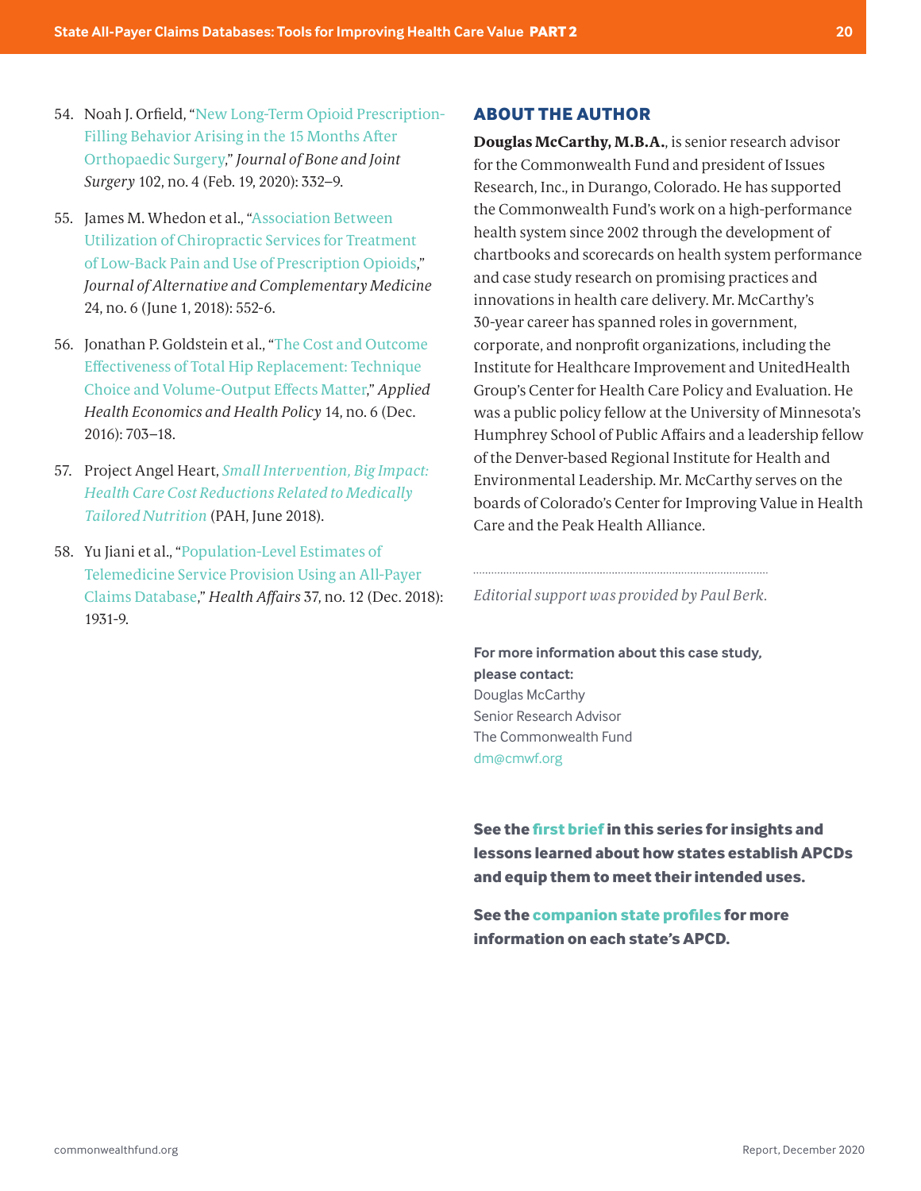54. Noah J. Orfield, "New Long-Term Opioid Prescription-Filling Behavior Arising in the 15 Months After Orthopaedic Surgery," *Journal of Bone and Joint Surgery* 102, no. 4 (Feb. 19, 2020): 332–9.

55. James M. Whedon et al., "Association Between Utilization of Chiropractic Services for Treatment of Low-Back Pain and Use of Prescription Opioids," *Journal of Alternative and Complementary Medicine* 24, no. 6 (June 1, 2018): 552-6.

56. Jonathan P. Goldstein et al., "The Cost and Outcome Effectiveness of Total Hip Replacement: Technique Choice and Volume-Output Effects Matter," *Applied Health Economics and Health Policy* 14, no. 6 (Dec. 2016): 703–18.

57. Project Angel Heart, *Small Intervention, Big Impact: Health Care Cost Reductions Related to Medically Tailored Nutrition* (PAH, June 2018).

58. Yu Jiani et al., "Population-Level Estimates of Telemedicine Service Provision Using an All-Payer Claims Database," *Health Affairs* 37, no. 12 (Dec. 2018): 1931-9.

## ABOUT THE AUTHOR

**Douglas McCarthy, M.B.A.**, is senior research advisor for the Commonwealth Fund and president of Issues Research, Inc., in Durango, Colorado. He has supported the Commonwealth Fund's work on a high-performance health system since 2002 through the development of chartbooks and scorecards on health system performance and case study research on promising practices and innovations in health care delivery. Mr. McCarthy's 30-year career has spanned roles in government, corporate, and nonprofit organizations, including the Institute for Healthcare Improvement and UnitedHealth Group's Center for Health Care Policy and Evaluation. He was a public policy fellow at the University of Minnesota's Humphrey School of Public Affairs and a leadership fellow of the Denver-based Regional Institute for Health and Environmental Leadership. Mr. McCarthy serves on the boards of Colorado's Center for Improving Value in Health Care and the Peak Health Alliance.

*Editorial support was provided by Paul Berk.*

**For more information about this case study, please contact:**
Douglas McCarthy
Senior Research Advisor
The Commonwealth Fund
dm@cmwf.org

**See the first brief in this series for insights and lessons learned about how states establish APCDs and equip them to meet their intended uses.**

**See the companion state profiles for more information on each state's APCD.**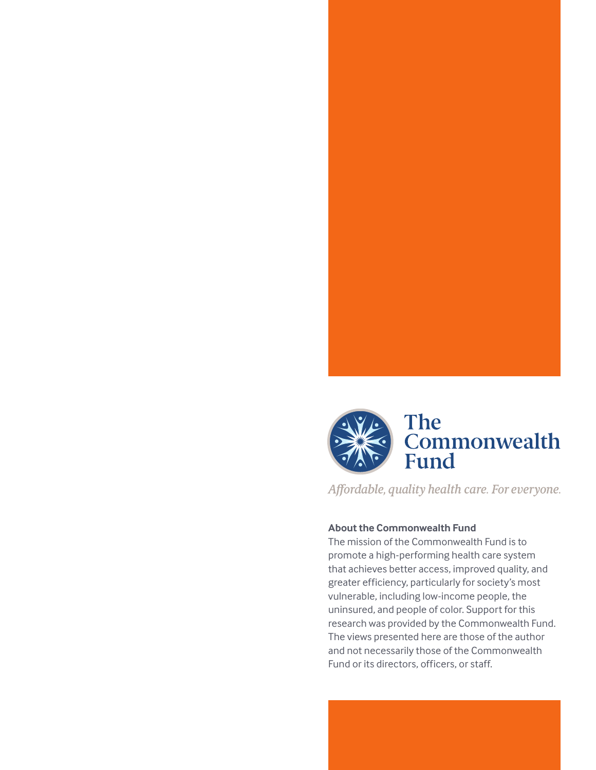The Commonwealth Fund

*Affordable, quality health care. For everyone.*

**About the Commonwealth Fund**

The mission of the Commonwealth Fund is to promote a high-performing health care system that achieves better access, improved quality, and greater efficiency, particularly for society's most vulnerable, including low-income people, the uninsured, and people of color. Support for this research was provided by the Commonwealth Fund. The views presented here are those of the author and not necessarily those of the Commonwealth Fund or its directors, officers, or staff.